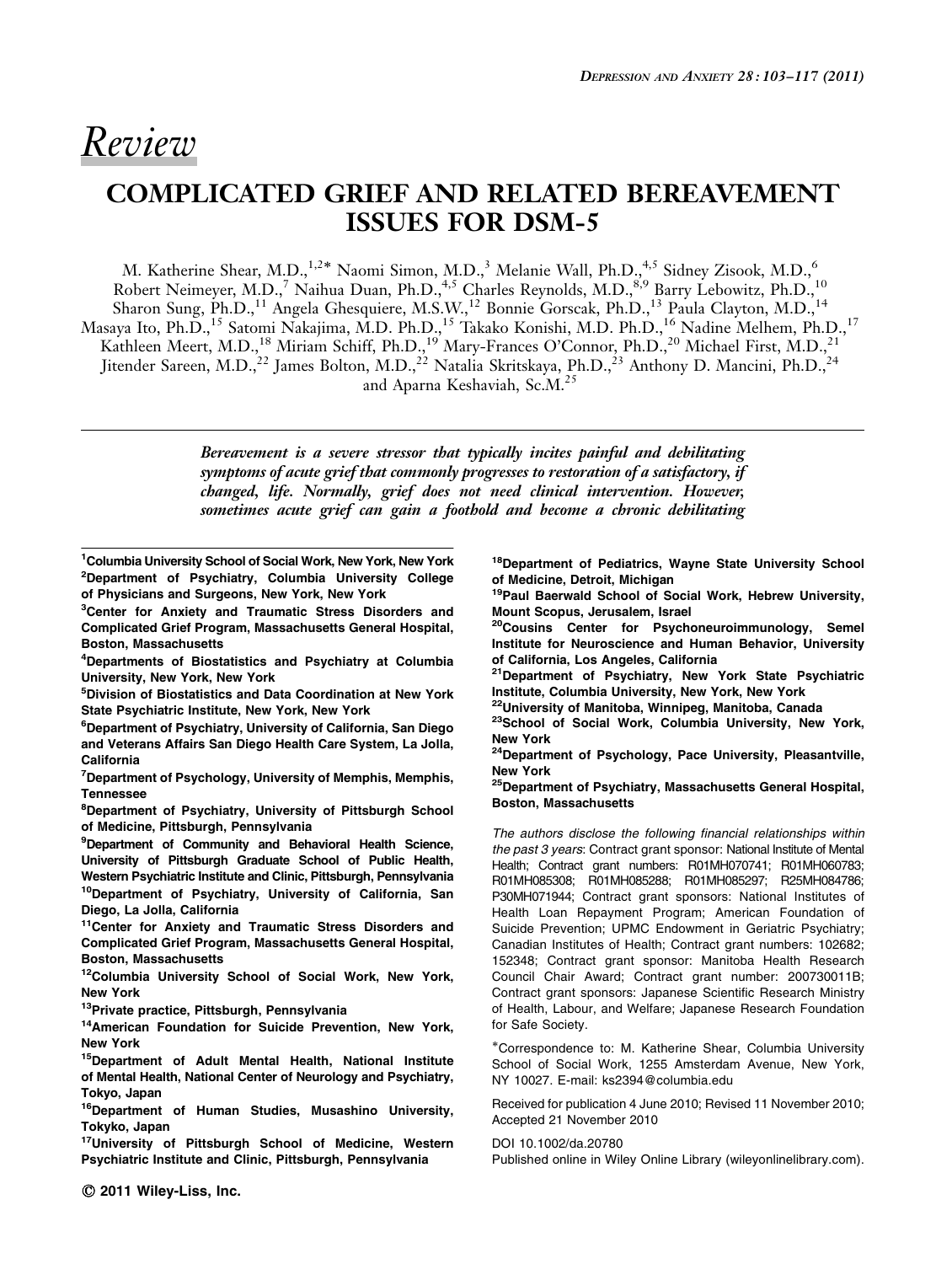*Review*

# COMPLICATED GRIEF AND RELATED BEREAVEMENT ISSUES FOR DSM-5

M. Katherine Shear, M.D.,[1,2]* Naomi Simon, M.D.,[3] Melanie Wall, Ph.D.,[4,5] Sidney Zisook, M.D.,[6] Robert Neimeyer, M.D.,[7] Naihua Duan, Ph.D.,[4,5] Charles Reynolds, M.D.,[8,9] Barry Lebowitz, Ph.D.,[10] Sharon Sung, Ph.D.,[11] Angela Ghesquiere, M.S.W.,[12] Bonnie Gorscak, Ph.D.,[13] Paula Clayton, M.D.,[14] Masaya Ito, Ph.D.,[15] Satomi Nakajima, M.D. Ph.D.,[15] Takako Konishi, M.D. Ph.D.,[16] Nadine Melhem, Ph.D.,[17] Kathleen Meert, M.D.,[18] Miriam Schiff, Ph.D.,[19] Mary-Frances O'Connor, Ph.D.,[20] Michael First, M.D.,[21] Jitender Sareen, M.D.,[22] James Bolton, M.D.,[22] Natalia Skritskaya, Ph.D.,[23] Anthony D. Mancini, Ph.D.,[24] and Aparna Keshaviah, Sc.M.[25]

***Bereavement is a severe stressor that typically incites painful and debilitating symptoms of acute grief that commonly progresses to restoration of a satisfactory, if changed, life. Normally, grief does not need clinical intervention. However, sometimes acute grief can gain a foothold and become a chronic debilitating***

[1]**Columbia University School of Social Work, New York, New York**
[2]**Department of Psychiatry, Columbia University College of Physicians and Surgeons, New York, New York**
[3]**Center for Anxiety and Traumatic Stress Disorders and Complicated Grief Program, Massachusetts General Hospital, Boston, Massachusetts**
[4]**Departments of Biostatistics and Psychiatry at Columbia University, New York, New York**
[5]**Division of Biostatistics and Data Coordination at New York State Psychiatric Institute, New York, New York**
[6]**Department of Psychiatry, University of California, San Diego and Veterans Affairs San Diego Health Care System, La Jolla, California**
[7]**Department of Psychology, University of Memphis, Memphis, Tennessee**
[8]**Department of Psychiatry, University of Pittsburgh School of Medicine, Pittsburgh, Pennsylvania**
[9]**Department of Community and Behavioral Health Science, University of Pittsburgh Graduate School of Public Health, Western Psychiatric Institute and Clinic, Pittsburgh, Pennsylvania**
[10]**Department of Psychiatry, University of California, San Diego, La Jolla, California**
[11]**Center for Anxiety and Traumatic Stress Disorders and Complicated Grief Program, Massachusetts General Hospital, Boston, Massachusetts**
[12]**Columbia University School of Social Work, New York, New York**
[13]**Private practice, Pittsburgh, Pennsylvania**
[14]**American Foundation for Suicide Prevention, New York, New York**
[15]**Department of Adult Mental Health, National Institute of Mental Health, National Center of Neurology and Psychiatry, Tokyo, Japan**
[16]**Department of Human Studies, Musashino University, Tokyko, Japan**
[17]**University of Pittsburgh School of Medicine, Western Psychiatric Institute and Clinic, Pittsburgh, Pennsylvania**
[18]**Department of Pediatrics, Wayne State University School of Medicine, Detroit, Michigan**
[19]**Paul Baerwald School of Social Work, Hebrew University, Mount Scopus, Jerusalem, Israel**
[20]**Cousins Center for Psychoneuroimmunology, Semel Institute for Neuroscience and Human Behavior, University of California, Los Angeles, California**
[21]**Department of Psychiatry, New York State Psychiatric Institute, Columbia University, New York, New York**
[22]**University of Manitoba, Winnipeg, Manitoba, Canada**
[23]**School of Social Work, Columbia University, New York, New York**
[24]**Department of Psychology, Pace University, Pleasantville, New York**
[25]**Department of Psychiatry, Massachusetts General Hospital, Boston, Massachusetts**

*The authors disclose the following financial relationships within the past 3 years*: Contract grant sponsor: National Institute of Mental Health; Contract grant numbers: R01MH070741; R01MH060783; R01MH085308; R01MH085288; R01MH085297; R25MH084786; P30MH071944; Contract grant sponsors: National Institutes of Health Loan Repayment Program; American Foundation of Suicide Prevention; UPMC Endowment in Geriatric Psychiatry; Canadian Institutes of Health; Contract grant numbers: 102682; 152348; Contract grant sponsor: Manitoba Health Research Council Chair Award; Contract grant number: 200730011B; Contract grant sponsors: Japanese Scientific Research Ministry of Health, Labour, and Welfare; Japanese Research Foundation for Safe Society.

*Correspondence to: M. Katherine Shear, Columbia University School of Social Work, 1255 Amsterdam Avenue, New York, NY 10027. E-mail: ks2394@columbia.edu

Received for publication 4 June 2010; Revised 11 November 2010; Accepted 21 November 2010

DOI 10.1002/da.20780

Published online in Wiley Online Library (wileyonlinelibrary.com).

© 2011 Wiley-Liss, Inc.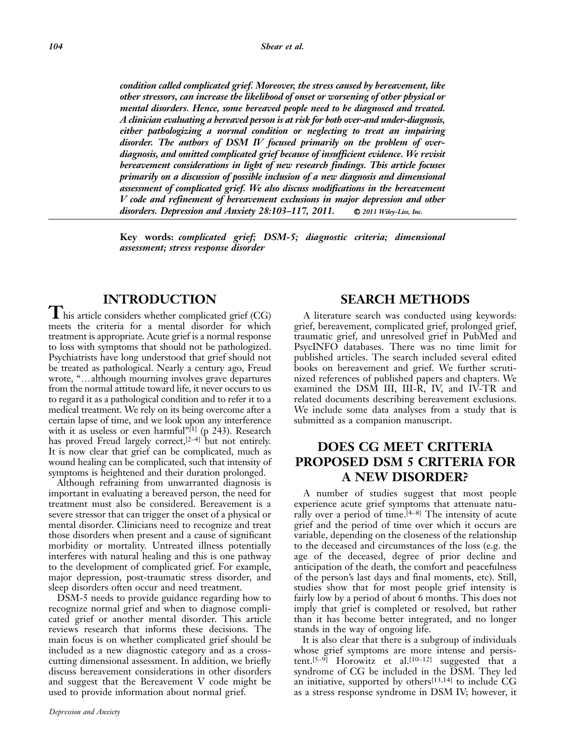***condition called complicated grief. Moreover, the stress caused by bereavement, like other stressors, can increase the likelihood of onset or worsening of other physical or mental disorders. Hence, some bereaved people need to be diagnosed and treated. A clinician evaluating a bereaved person is at risk for both over-and under-diagnosis, either pathologizing a normal condition or neglecting to treat an impairing disorder. The authors of DSM IV focused primarily on the problem of over-diagnosis, and omitted complicated grief because of insufficient evidence. We revisit bereavement considerations in light of new research findings. This article focuses primarily on a discussion of possible inclusion of a new diagnosis and dimensional assessment of complicated grief. We also discuss modifications in the bereavement V code and refinement of bereavement exclusions in major depression and other disorders. Depression and Anxiety 28:103–117, 2011.*** © *2011 Wiley-Liss, Inc.*

**Key words:** ***complicated grief; DSM-5; diagnostic criteria; dimensional assessment; stress response disorder***

## INTRODUCTION

This article considers whether complicated grief (CG) meets the criteria for a mental disorder for which treatment is appropriate. Acute grief is a normal response to loss with symptoms that should not be pathologized. Psychiatrists have long understood that grief should not be treated as pathological. Nearly a century ago, Freud wrote, "…although mourning involves grave departures from the normal attitude toward life, it never occurs to us to regard it as a pathological condition and to refer it to a medical treatment. We rely on its being overcome after a certain lapse of time, and we look upon any interference with it as useless or even harmful"[1] (p 243). Research has proved Freud largely correct,[2–4] but not entirely. It is now clear that grief can be complicated, much as wound healing can be complicated, such that intensity of symptoms is heightened and their duration prolonged.

Although refraining from unwarranted diagnosis is important in evaluating a bereaved person, the need for treatment must also be considered. Bereavement is a severe stressor that can trigger the onset of a physical or mental disorder. Clinicians need to recognize and treat those disorders when present and a cause of significant morbidity or mortality. Untreated illness potentially interferes with natural healing and this is one pathway to the development of complicated grief. For example, major depression, post-traumatic stress disorder, and sleep disorders often occur and need treatment.

DSM-5 needs to provide guidance regarding how to recognize normal grief and when to diagnose complicated grief or another mental disorder. This article reviews research that informs these decisions. The main focus is on whether complicated grief should be included as a new diagnostic category and as a cross-cutting dimensional assessment. In addition, we briefly discuss bereavement considerations in other disorders and suggest that the Bereavement V code might be used to provide information about normal grief.

## SEARCH METHODS

A literature search was conducted using keywords: grief, bereavement, complicated grief, prolonged grief, traumatic grief, and unresolved grief in PubMed and PsycINFO databases. There was no time limit for published articles. The search included several edited books on bereavement and grief. We further scrutinized references of published papers and chapters. We examined the DSM III, III-R, IV, and IV-TR and related documents describing bereavement exclusions. We include some data analyses from a study that is submitted as a companion manuscript.

## DOES CG MEET CRITERIA PROPOSED DSM 5 CRITERIA FOR A NEW DISORDER?

A number of studies suggest that most people experience acute grief symptoms that attenuate naturally over a period of time.[4–8] The intensity of acute grief and the period of time over which it occurs are variable, depending on the closeness of the relationship to the deceased and circumstances of the loss (e.g. the age of the deceased, degree of prior decline and anticipation of the death, the comfort and peacefulness of the person's last days and final moments, etc). Still, studies show that for most people grief intensity is fairly low by a period of about 6 months. This does not imply that grief is completed or resolved, but rather than it has become better integrated, and no longer stands in the way of ongoing life.

It is also clear that there is a subgroup of individuals whose grief symptoms are more intense and persistent.[5–9] Horowitz et al.[10–12] suggested that a syndrome of CG be included in the DSM. They led an initiative, supported by others[13,14] to include CG as a stress response syndrome in DSM IV; however, it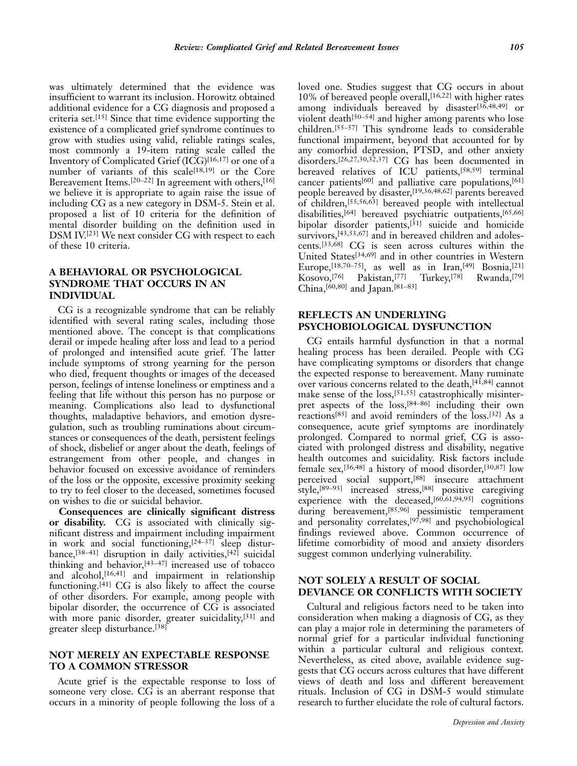was ultimately determined that the evidence was insufficient to warrant its inclusion. Horowitz obtained additional evidence for a CG diagnosis and proposed a criteria set.[15] Since that time evidence supporting the existence of a complicated grief syndrome continues to grow with studies using valid, reliable ratings scales, most commonly a 19-item rating scale called the Inventory of Complicated Grief (ICG)[16,17] or one of a number of variants of this scale[18,19] or the Core Bereavement Items.[20–22] In agreement with others,[16] we believe it is appropriate to again raise the issue of including CG as a new category in DSM-5. Stein et al. proposed a list of 10 criteria for the definition of mental disorder building on the definition used in DSM IV.[23] We next consider CG with respect to each of these 10 criteria.

## A BEHAVIORAL OR PSYCHOLOGICAL SYNDROME THAT OCCURS IN AN INDIVIDUAL

CG is a recognizable syndrome that can be reliably identified with several rating scales, including those mentioned above. The concept is that complications derail or impede healing after loss and lead to a period of prolonged and intensified acute grief. The latter include symptoms of strong yearning for the person who died, frequent thoughts or images of the deceased person, feelings of intense loneliness or emptiness and a feeling that life without this person has no purpose or meaning. Complications also lead to dysfunctional thoughts, maladaptive behaviors, and emotion dysregulation, such as troubling ruminations about circumstances or consequences of the death, persistent feelings of shock, disbelief or anger about the death, feelings of estrangement from other people, and changes in behavior focused on excessive avoidance of reminders of the loss or the opposite, excessive proximity seeking to try to feel closer to the deceased, sometimes focused on wishes to die or suicidal behavior.

**Consequences are clinically significant distress or disability.** CG is associated with clinically significant distress and impairment including impairment in work and social functioning,[24–37] sleep disturbance,[38–41] disruption in daily activities,[42] suicidal thinking and behavior,[43–47] increased use of tobacco and alcohol,[16,41] and impairment in relationship functioning.[41] CG is also likely to affect the course of other disorders. For example, among people with bipolar disorder, the occurrence of CG is associated with more panic disorder, greater suicidality,[31] and greater sleep disturbance.[38]

## NOT MERELY AN EXPECTABLE RESPONSE TO A COMMON STRESSOR

Acute grief is the expectable response to loss of someone very close. CG is an aberrant response that occurs in a minority of people following the loss of a loved one. Studies suggest that CG occurs in about 10% of bereaved people overall,[16,22] with higher rates among individuals bereaved by disaster[36,48,49] or violent death[50–54] and higher among parents who lose children.[55–57] This syndrome leads to considerable functional impairment, beyond that accounted for by any comorbid depression, PTSD, and other anxiety disorders.[26,27,30,32,37] CG has been documented in bereaved relatives of ICU patients,[58,59] terminal cancer patients[60] and palliative care populations,[61] people bereaved by disaster,[19,36,48,62] parents bereaved of children,[55,56,63] bereaved people with intellectual disabilities,[64] bereaved psychiatric outpatients,[65,66] bipolar disorder patients,[31] suicide and homicide survivors,[43,53,67] and in bereaved children and adolescents.[33,68] CG is seen across cultures within the United States[34,69] and in other countries in Western Europe,[18,70–75], as well as in Iran,[49] Bosnia,[21] Kosovo,[76] Pakistan,[77] Turkey,[78] Rwanda,[79] China,[60,80] and Japan.[81–83]

## REFLECTS AN UNDERLYING PSYCHOBIOLOGICAL DYSFUNCTION

CG entails harmful dysfunction in that a normal healing process has been derailed. People with CG have complicating symptoms or disorders that change the expected response to bereavement. Many ruminate over various concerns related to the death,[41,84] cannot make sense of the loss,[51,55] catastrophically misinterpret aspects of the loss,[84–86] including their own reactions[85] and avoid reminders of the loss.[32] As a consequence, acute grief symptoms are inordinately prolonged. Compared to normal grief, CG is associated with prolonged distress and disability, negative health outcomes and suicidality. Risk factors include female sex,[36,48] a history of mood disorder,[30,87] low perceived social support,[88] insecure attachment style,[89–93] increased stress,[88] positive caregiving experience with the deceased,[60,61,94,95] cognitions during bereavement,[85,96] pessimistic temperament and personality correlates,[97,98] and psychobiological findings reviewed above. Common occurrence of lifetime comorbidity of mood and anxiety disorders suggest common underlying vulnerability.

## NOT SOLELY A RESULT OF SOCIAL DEVIANCE OR CONFLICTS WITH SOCIETY

Cultural and religious factors need to be taken into consideration when making a diagnosis of CG, as they can play a major role in determining the parameters of normal grief for a particular individual functioning within a particular cultural and religious context. Nevertheless, as cited above, available evidence suggests that CG occurs across cultures that have different views of death and loss and different bereavement rituals. Inclusion of CG in DSM-5 would stimulate research to further elucidate the role of cultural factors.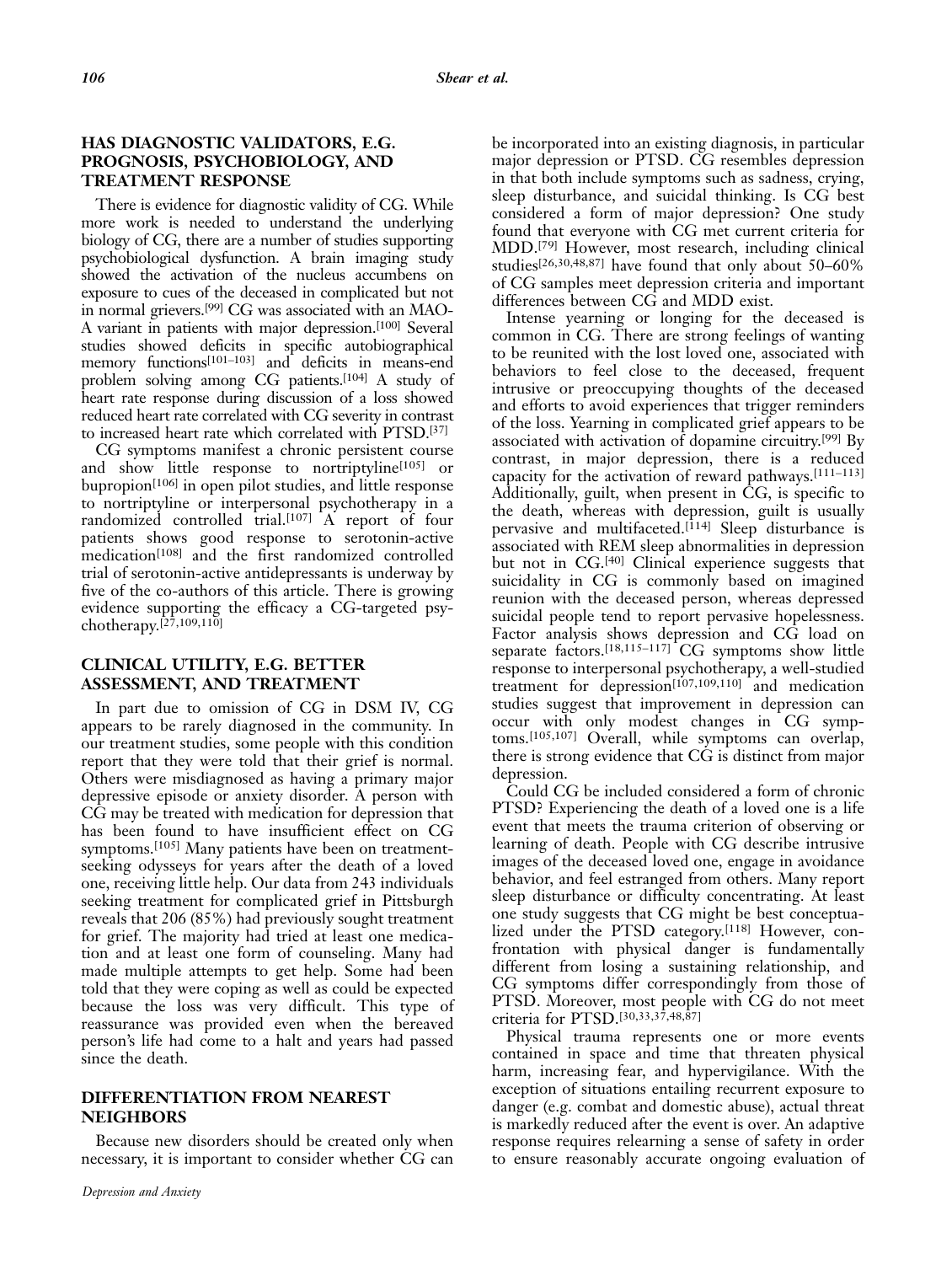## HAS DIAGNOSTIC VALIDATORS, E.G. PROGNOSIS, PSYCHOBIOLOGY, AND TREATMENT RESPONSE

There is evidence for diagnostic validity of CG. While more work is needed to understand the underlying biology of CG, there are a number of studies supporting psychobiological dysfunction. A brain imaging study showed the activation of the nucleus accumbens on exposure to cues of the deceased in complicated but not in normal grievers.[99] CG was associated with an MAO-A variant in patients with major depression.[100] Several studies showed deficits in specific autobiographical memory functions[101–103] and deficits in means-end problem solving among CG patients.[104] A study of heart rate response during discussion of a loss showed reduced heart rate correlated with CG severity in contrast to increased heart rate which correlated with PTSD.[37]

CG symptoms manifest a chronic persistent course and show little response to nortriptyline[105] or bupropion[106] in open pilot studies, and little response to nortriptyline or interpersonal psychotherapy in a randomized controlled trial.[107] A report of four patients shows good response to serotonin-active medication[108] and the first randomized controlled trial of serotonin-active antidepressants is underway by five of the co-authors of this article. There is growing evidence supporting the efficacy a CG-targeted psychotherapy.[27,109,110]

## CLINICAL UTILITY, E.G. BETTER ASSESSMENT, AND TREATMENT

In part due to omission of CG in DSM IV, CG appears to be rarely diagnosed in the community. In our treatment studies, some people with this condition report that they were told that their grief is normal. Others were misdiagnosed as having a primary major depressive episode or anxiety disorder. A person with CG may be treated with medication for depression that has been found to have insufficient effect on CG symptoms.[105] Many patients have been on treatment-seeking odysseys for years after the death of a loved one, receiving little help. Our data from 243 individuals seeking treatment for complicated grief in Pittsburgh reveals that 206 (85%) had previously sought treatment for grief. The majority had tried at least one medication and at least one form of counseling. Many had made multiple attempts to get help. Some had been told that they were coping as well as could be expected because the loss was very difficult. This type of reassurance was provided even when the bereaved person's life had come to a halt and years had passed since the death.

## DIFFERENTIATION FROM NEAREST NEIGHBORS

Because new disorders should be created only when necessary, it is important to consider whether CG can be incorporated into an existing diagnosis, in particular major depression or PTSD. CG resembles depression in that both include symptoms such as sadness, crying, sleep disturbance, and suicidal thinking. Is CG best considered a form of major depression? One study found that everyone with CG met current criteria for MDD.[79] However, most research, including clinical studies[26,30,48,87] have found that only about 50–60% of CG samples meet depression criteria and important differences between CG and MDD exist.

Intense yearning or longing for the deceased is common in CG. There are strong feelings of wanting to be reunited with the lost loved one, associated with behaviors to feel close to the deceased, frequent intrusive or preoccupying thoughts of the deceased and efforts to avoid experiences that trigger reminders of the loss. Yearning in complicated grief appears to be associated with activation of dopamine circuitry.[99] By contrast, in major depression, there is a reduced capacity for the activation of reward pathways.[111–113] Additionally, guilt, when present in CG, is specific to the death, whereas with depression, guilt is usually pervasive and multifaceted.[114] Sleep disturbance is associated with REM sleep abnormalities in depression but not in CG.[40] Clinical experience suggests that suicidality in CG is commonly based on imagined reunion with the deceased person, whereas depressed suicidal people tend to report pervasive hopelessness. Factor analysis shows depression and CG load on separate factors.[18,115–117] CG symptoms show little response to interpersonal psychotherapy, a well-studied treatment for depression[107,109,110] and medication studies suggest that improvement in depression can occur with only modest changes in CG symptoms.[105,107] Overall, while symptoms can overlap, there is strong evidence that CG is distinct from major depression.

Could CG be included considered a form of chronic PTSD? Experiencing the death of a loved one is a life event that meets the trauma criterion of observing or learning of death. People with CG describe intrusive images of the deceased loved one, engage in avoidance behavior, and feel estranged from others. Many report sleep disturbance or difficulty concentrating. At least one study suggests that CG might be best conceptualized under the PTSD category.[118] However, confrontation with physical danger is fundamentally different from losing a sustaining relationship, and CG symptoms differ correspondingly from those of PTSD. Moreover, most people with CG do not meet criteria for PTSD.[30,33,37,48,87]

Physical trauma represents one or more events contained in space and time that threaten physical harm, increasing fear, and hypervigilance. With the exception of situations entailing recurrent exposure to danger (e.g. combat and domestic abuse), actual threat is markedly reduced after the event is over. An adaptive response requires relearning a sense of safety in order to ensure reasonably accurate ongoing evaluation of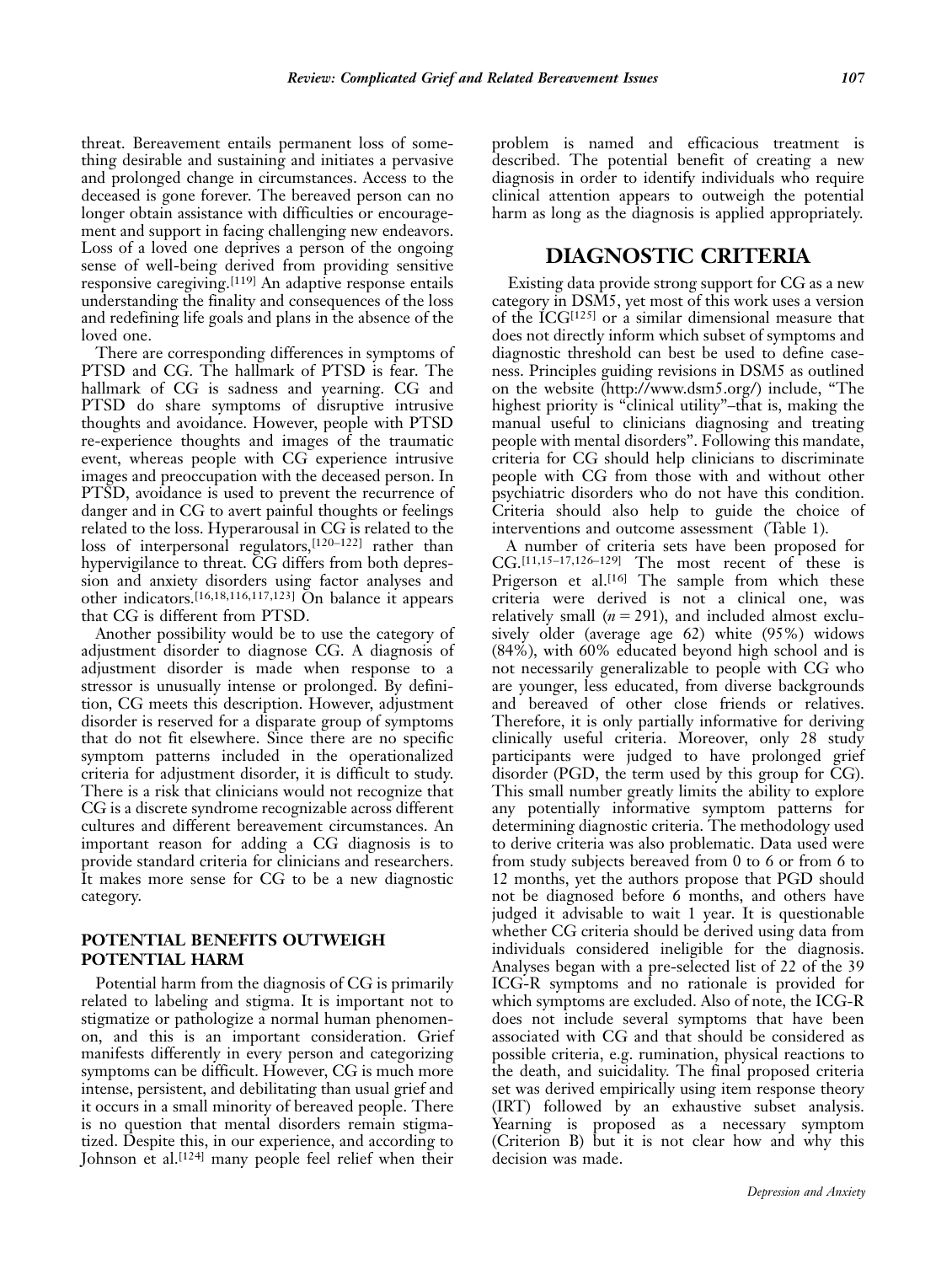threat. Bereavement entails permanent loss of something desirable and sustaining and initiates a pervasive and prolonged change in circumstances. Access to the deceased is gone forever. The bereaved person can no longer obtain assistance with difficulties or encouragement and support in facing challenging new endeavors. Loss of a loved one deprives a person of the ongoing sense of well-being derived from providing sensitive responsive caregiving.[119] An adaptive response entails understanding the finality and consequences of the loss and redefining life goals and plans in the absence of the loved one.

There are corresponding differences in symptoms of PTSD and CG. The hallmark of PTSD is fear. The hallmark of CG is sadness and yearning. CG and PTSD do share symptoms of disruptive intrusive thoughts and avoidance. However, people with PTSD re-experience thoughts and images of the traumatic event, whereas people with CG experience intrusive images and preoccupation with the deceased person. In PTSD, avoidance is used to prevent the recurrence of danger and in CG to avert painful thoughts or feelings related to the loss. Hyperarousal in CG is related to the loss of interpersonal regulators,[120–122] rather than hypervigilance to threat. CG differs from both depression and anxiety disorders using factor analyses and other indicators.[16,18,116,117,123] On balance it appears that CG is different from PTSD.

Another possibility would be to use the category of adjustment disorder to diagnose CG. A diagnosis of adjustment disorder is made when response to a stressor is unusually intense or prolonged. By definition, CG meets this description. However, adjustment disorder is reserved for a disparate group of symptoms that do not fit elsewhere. Since there are no specific symptom patterns included in the operationalized criteria for adjustment disorder, it is difficult to study. There is a risk that clinicians would not recognize that CG is a discrete syndrome recognizable across different cultures and different bereavement circumstances. An important reason for adding a CG diagnosis is to provide standard criteria for clinicians and researchers. It makes more sense for CG to be a new diagnostic category.

### POTENTIAL BENEFITS OUTWEIGH POTENTIAL HARM

Potential harm from the diagnosis of CG is primarily related to labeling and stigma. It is important not to stigmatize or pathologize a normal human phenomenon, and this is an important consideration. Grief manifests differently in every person and categorizing symptoms can be difficult. However, CG is much more intense, persistent, and debilitating than usual grief and it occurs in a small minority of bereaved people. There is no question that mental disorders remain stigmatized. Despite this, in our experience, and according to Johnson et al.[124] many people feel relief when their problem is named and efficacious treatment is described. The potential benefit of creating a new diagnosis in order to identify individuals who require clinical attention appears to outweigh the potential harm as long as the diagnosis is applied appropriately.

## DIAGNOSTIC CRITERIA

Existing data provide strong support for CG as a new category in DSM5, yet most of this work uses a version of the ICG[125] or a similar dimensional measure that does not directly inform which subset of symptoms and diagnostic threshold can best be used to define caseness. Principles guiding revisions in DSM5 as outlined on the website (http://www.dsm5.org/) include, "The highest priority is "clinical utility"–that is, making the manual useful to clinicians diagnosing and treating people with mental disorders". Following this mandate, criteria for CG should help clinicians to discriminate people with CG from those with and without other psychiatric disorders who do not have this condition. Criteria should also help to guide the choice of interventions and outcome assessment (Table 1).

A number of criteria sets have been proposed for CG.[11,15–17,126–129] The most recent of these is Prigerson et al.[16] The sample from which these criteria were derived is not a clinical one, was relatively small ($n = 291$), and included almost exclusively older (average age 62) white (95%) widows (84%), with 60% educated beyond high school and is not necessarily generalizable to people with CG who are younger, less educated, from diverse backgrounds and bereaved of other close friends or relatives. Therefore, it is only partially informative for deriving clinically useful criteria. Moreover, only 28 study participants were judged to have prolonged grief disorder (PGD, the term used by this group for CG). This small number greatly limits the ability to explore any potentially informative symptom patterns for determining diagnostic criteria. The methodology used to derive criteria was also problematic. Data used were from study subjects bereaved from 0 to 6 or from 6 to 12 months, yet the authors propose that PGD should not be diagnosed before 6 months, and others have judged it advisable to wait 1 year. It is questionable whether CG criteria should be derived using data from individuals considered ineligible for the diagnosis. Analyses began with a pre-selected list of 22 of the 39 ICG-R symptoms and no rationale is provided for which symptoms are excluded. Also of note, the ICG-R does not include several symptoms that have been associated with CG and that should be considered as possible criteria, e.g. rumination, physical reactions to the death, and suicidality. The final proposed criteria set was derived empirically using item response theory (IRT) followed by an exhaustive subset analysis. Yearning is proposed as a necessary symptom (Criterion B) but it is not clear how and why this decision was made.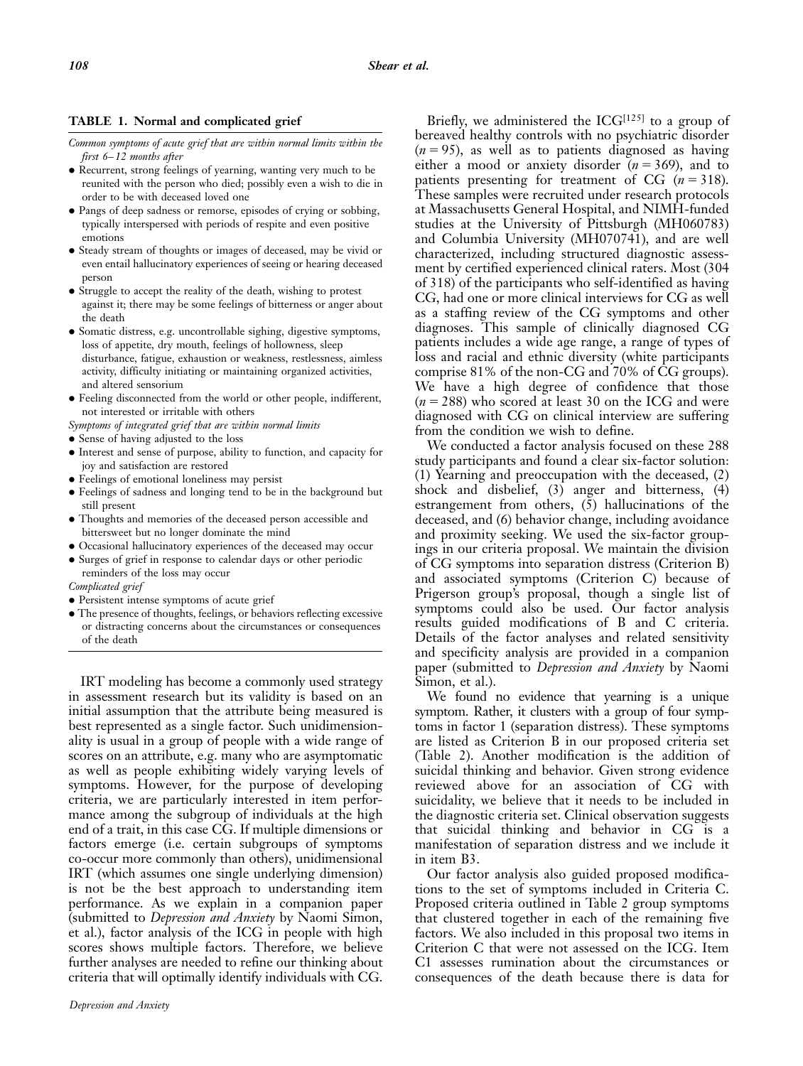**TABLE 1. Normal and complicated grief**

*Common symptoms of acute grief that are within normal limits within the first 6–12 months after*

- Recurrent, strong feelings of yearning, wanting very much to be reunited with the person who died; possibly even a wish to die in order to be with deceased loved one
- Pangs of deep sadness or remorse, episodes of crying or sobbing, typically interspersed with periods of respite and even positive emotions
- Steady stream of thoughts or images of deceased, may be vivid or even entail hallucinatory experiences of seeing or hearing deceased person
- Struggle to accept the reality of the death, wishing to protest against it; there may be some feelings of bitterness or anger about the death
- Somatic distress, e.g. uncontrollable sighing, digestive symptoms, loss of appetite, dry mouth, feelings of hollowness, sleep disturbance, fatigue, exhaustion or weakness, restlessness, aimless activity, difficulty initiating or maintaining organized activities, and altered sensorium
- Feeling disconnected from the world or other people, indifferent, not interested or irritable with others

*Symptoms of integrated grief that are within normal limits*

- Sense of having adjusted to the loss
- Interest and sense of purpose, ability to function, and capacity for joy and satisfaction are restored
- Feelings of emotional loneliness may persist
- Feelings of sadness and longing tend to be in the background but still present
- Thoughts and memories of the deceased person accessible and bittersweet but no longer dominate the mind
- Occasional hallucinatory experiences of the deceased may occur
- Surges of grief in response to calendar days or other periodic reminders of the loss may occur

*Complicated grief*

- Persistent intense symptoms of acute grief
- The presence of thoughts, feelings, or behaviors reflecting excessive or distracting concerns about the circumstances or consequences of the death

IRT modeling has become a commonly used strategy in assessment research but its validity is based on an initial assumption that the attribute being measured is best represented as a single factor. Such unidimensionality is usual in a group of people with a wide range of scores on an attribute, e.g. many who are asymptomatic as well as people exhibiting widely varying levels of symptoms. However, for the purpose of developing criteria, we are particularly interested in item performance among the subgroup of individuals at the high end of a trait, in this case CG. If multiple dimensions or factors emerge (i.e. certain subgroups of symptoms co-occur more commonly than others), unidimensional IRT (which assumes one single underlying dimension) is not be the best approach to understanding item performance. As we explain in a companion paper (submitted to *Depression and Anxiety* by Naomi Simon, et al.), factor analysis of the ICG in people with high scores shows multiple factors. Therefore, we believe further analyses are needed to refine our thinking about criteria that will optimally identify individuals with CG.

Briefly, we administered the ICG[125] to a group of bereaved healthy controls with no psychiatric disorder ($n = 95$), as well as to patients diagnosed as having either a mood or anxiety disorder ($n = 369$), and to patients presenting for treatment of CG ($n = 318$). These samples were recruited under research protocols at Massachusetts General Hospital, and NIMH-funded studies at the University of Pittsburgh (MH060783) and Columbia University (MH070741), and are well characterized, including structured diagnostic assessment by certified experienced clinical raters. Most (304 of 318) of the participants who self-identified as having CG, had one or more clinical interviews for CG as well as a staffing review of the CG symptoms and other diagnoses. This sample of clinically diagnosed CG patients includes a wide age range, a range of types of loss and racial and ethnic diversity (white participants comprise 81% of the non-CG and 70% of CG groups). We have a high degree of confidence that those ($n = 288$) who scored at least 30 on the ICG and were diagnosed with CG on clinical interview are suffering from the condition we wish to define.

We conducted a factor analysis focused on these 288 study participants and found a clear six-factor solution: (1) Yearning and preoccupation with the deceased, (2) shock and disbelief, (3) anger and bitterness, (4) estrangement from others, (5) hallucinations of the deceased, and (6) behavior change, including avoidance and proximity seeking. We used the six-factor groupings in our criteria proposal. We maintain the division of CG symptoms into separation distress (Criterion B) and associated symptoms (Criterion C) because of Prigerson group's proposal, though a single list of symptoms could also be used. Our factor analysis results guided modifications of B and C criteria. Details of the factor analyses and related sensitivity and specificity analysis are provided in a companion paper (submitted to *Depression and Anxiety* by Naomi Simon, et al.).

We found no evidence that yearning is a unique symptom. Rather, it clusters with a group of four symptoms in factor 1 (separation distress). These symptoms are listed as Criterion B in our proposed criteria set (Table 2). Another modification is the addition of suicidal thinking and behavior. Given strong evidence reviewed above for an association of CG with suicidality, we believe that it needs to be included in the diagnostic criteria set. Clinical observation suggests that suicidal thinking and behavior in CG is a manifestation of separation distress and we include it in item B3.

Our factor analysis also guided proposed modifications to the set of symptoms included in Criteria C. Proposed criteria outlined in Table 2 group symptoms that clustered together in each of the remaining five factors. We also included in this proposal two items in Criterion C that were not assessed on the ICG. Item C1 assesses rumination about the circumstances or consequences of the death because there is data for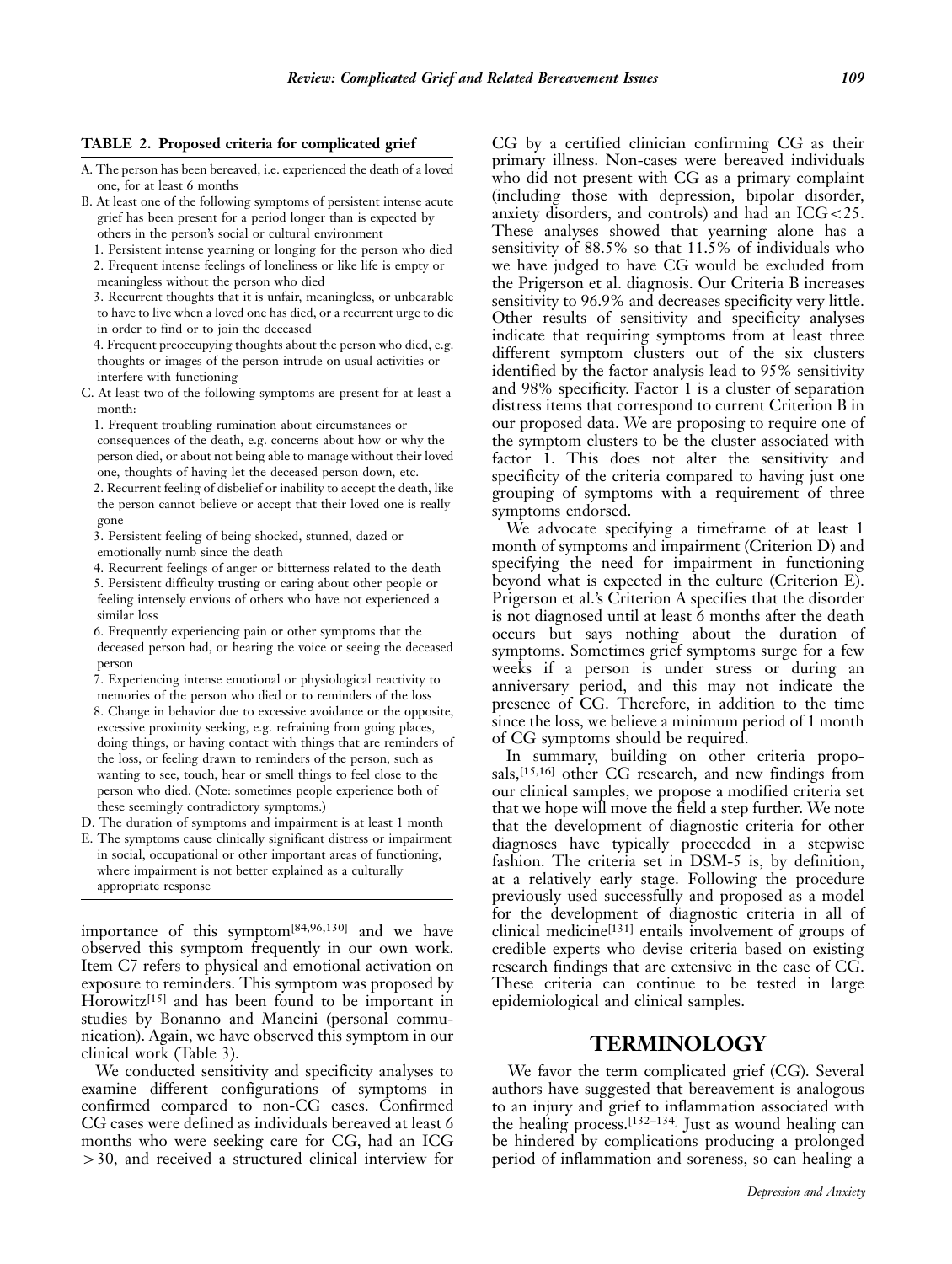**TABLE 2. Proposed criteria for complicated grief**

A. The person has been bereaved, i.e. experienced the death of a loved one, for at least 6 months

B. At least one of the following symptoms of persistent intense acute grief has been present for a period longer than is expected by others in the person's social or cultural environment

1. Persistent intense yearning or longing for the person who died
2. Frequent intense feelings of loneliness or like life is empty or meaningless without the person who died
3. Recurrent thoughts that it is unfair, meaningless, or unbearable to have to live when a loved one has died, or a recurrent urge to die in order to find or to join the deceased
4. Frequent preoccupying thoughts about the person who died, e.g. thoughts or images of the person intrude on usual activities or interfere with functioning

C. At least two of the following symptoms are present for at least a month:

1. Frequent troubling rumination about circumstances or consequences of the death, e.g. concerns about how or why the person died, or about not being able to manage without their loved one, thoughts of having let the deceased person down, etc.
2. Recurrent feeling of disbelief or inability to accept the death, like the person cannot believe or accept that their loved one is really gone
3. Persistent feeling of being shocked, stunned, dazed or emotionally numb since the death
4. Recurrent feelings of anger or bitterness related to the death
5. Persistent difficulty trusting or caring about other people or feeling intensely envious of others who have not experienced a similar loss
6. Frequently experiencing pain or other symptoms that the deceased person had, or hearing the voice or seeing the deceased person
7. Experiencing intense emotional or physiological reactivity to memories of the person who died or to reminders of the loss
8. Change in behavior due to excessive avoidance or the opposite, excessive proximity seeking, e.g. refraining from going places, doing things, or having contact with things that are reminders of the loss, or feeling drawn to reminders of the person, such as wanting to see, touch, hear or smell things to feel close to the person who died. (Note: sometimes people experience both of these seemingly contradictory symptoms.)

D. The duration of symptoms and impairment is at least 1 month

E. The symptoms cause clinically significant distress or impairment in social, occupational or other important areas of functioning, where impairment is not better explained as a culturally appropriate response

importance of this symptom[84,96,130] and we have observed this symptom frequently in our own work. Item C7 refers to physical and emotional activation on exposure to reminders. This symptom was proposed by Horowitz[15] and has been found to be important in studies by Bonanno and Mancini (personal communication). Again, we have observed this symptom in our clinical work (Table 3).

We conducted sensitivity and specificity analyses to examine different configurations of symptoms in confirmed compared to non-CG cases. Confirmed CG cases were defined as individuals bereaved at least 6 months who were seeking care for CG, had an ICG >30, and received a structured clinical interview for CG by a certified clinician confirming CG as their primary illness. Non-cases were bereaved individuals who did not present with CG as a primary complaint (including those with depression, bipolar disorder, anxiety disorders, and controls) and had an ICG<25. These analyses showed that yearning alone has a sensitivity of 88.5% so that 11.5% of individuals who we have judged to have CG would be excluded from the Prigerson et al. diagnosis. Our Criteria B increases sensitivity to 96.9% and decreases specificity very little. Other results of sensitivity and specificity analyses indicate that requiring symptoms from at least three different symptom clusters out of the six clusters identified by the factor analysis lead to 95% sensitivity and 98% specificity. Factor 1 is a cluster of separation distress items that correspond to current Criterion B in our proposed data. We are proposing to require one of the symptom clusters to be the cluster associated with factor 1. This does not alter the sensitivity and specificity of the criteria compared to having just one grouping of symptoms with a requirement of three symptoms endorsed.

We advocate specifying a timeframe of at least 1 month of symptoms and impairment (Criterion D) and specifying the need for impairment in functioning beyond what is expected in the culture (Criterion E). Prigerson et al.'s Criterion A specifies that the disorder is not diagnosed until at least 6 months after the death occurs but says nothing about the duration of symptoms. Sometimes grief symptoms surge for a few weeks if a person is under stress or during an anniversary period, and this may not indicate the presence of CG. Therefore, in addition to the time since the loss, we believe a minimum period of 1 month of CG symptoms should be required.

In summary, building on other criteria proposals,[15,16] other CG research, and new findings from our clinical samples, we propose a modified criteria set that we hope will move the field a step further. We note that the development of diagnostic criteria for other diagnoses have typically proceeded in a stepwise fashion. The criteria set in DSM-5 is, by definition, at a relatively early stage. Following the procedure previously used successfully and proposed as a model for the development of diagnostic criteria in all of clinical medicine[131] entails involvement of groups of credible experts who devise criteria based on existing research findings that are extensive in the case of CG. These criteria can continue to be tested in large epidemiological and clinical samples.

## TERMINOLOGY

We favor the term complicated grief (CG). Several authors have suggested that bereavement is analogous to an injury and grief to inflammation associated with the healing process.[132–134] Just as wound healing can be hindered by complications producing a prolonged period of inflammation and soreness, so can healing a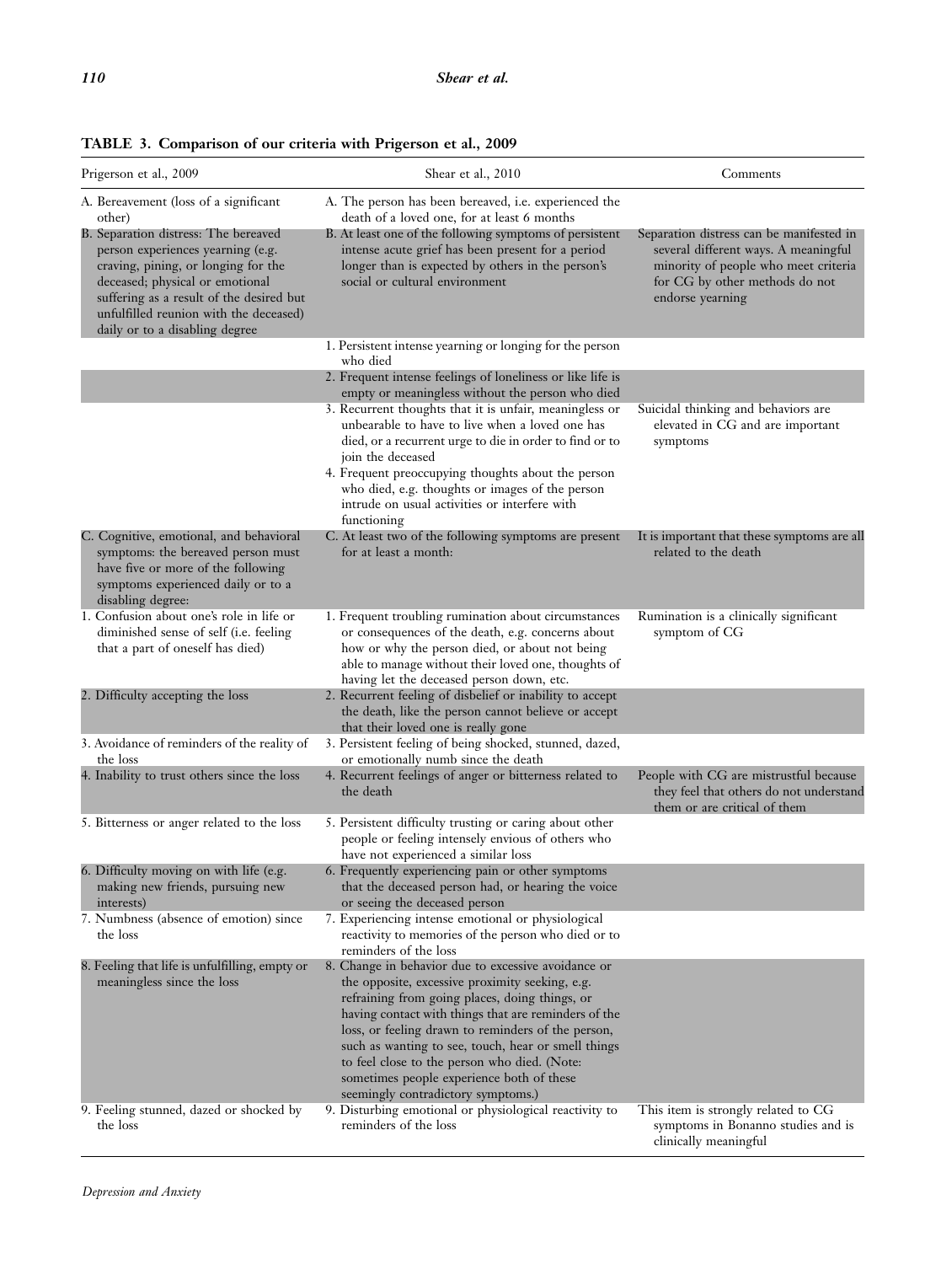**TABLE 3. Comparison of our criteria with Prigerson et al., 2009**

| Prigerson et al., 2009 | Shear et al., 2010 | Comments |
|---|---|---|
| A. Bereavement (loss of a significant other) | A. The person has been bereaved, i.e. experienced the death of a loved one, for at least 6 months | |
| B. Separation distress: The bereaved person experiences yearning (e.g. craving, pining, or longing for the deceased; physical or emotional suffering as a result of the desired but unfulfilled reunion with the deceased) daily or to a disabling degree | B. At least one of the following symptoms of persistent intense acute grief has been present for a period longer than is expected by others in the person's social or cultural environment | Separation distress can be manifested in several different ways. A meaningful minority of people who meet criteria for CG by other methods do not endorse yearning |
| | 1. Persistent intense yearning or longing for the person who died | |
| | 2. Frequent intense feelings of loneliness or like life is empty or meaningless without the person who died | |
| | 3. Recurrent thoughts that it is unfair, meaningless or unbearable to have to live when a loved one has died, or a recurrent urge to die in order to find or to join the deceased | Suicidal thinking and behaviors are elevated in CG and are important symptoms |
| | 4. Frequent preoccupying thoughts about the person who died, e.g. thoughts or images of the person intrude on usual activities or interfere with functioning | |
| C. Cognitive, emotional, and behavioral symptoms: the bereaved person must have five or more of the following symptoms experienced daily or to a disabling degree: | C. At least two of the following symptoms are present for at least a month: | It is important that these symptoms are all related to the death |
| 1. Confusion about one's role in life or diminished sense of self (i.e. feeling that a part of oneself has died) | 1. Frequent troubling rumination about circumstances or consequences of the death, e.g. concerns about how or why the person died, or about not being able to manage without their loved one, thoughts of having let the deceased person down, etc. | Rumination is a clinically significant symptom of CG |
| 2. Difficulty accepting the loss | 2. Recurrent feeling of disbelief or inability to accept the death, like the person cannot believe or accept that their loved one is really gone | |
| 3. Avoidance of reminders of the reality of the loss | 3. Persistent feeling of being shocked, stunned, dazed, or emotionally numb since the death | |
| 4. Inability to trust others since the loss | 4. Recurrent feelings of anger or bitterness related to the death | People with CG are mistrustful because they feel that others do not understand them or are critical of them |
| 5. Bitterness or anger related to the loss | 5. Persistent difficulty trusting or caring about other people or feeling intensely envious of others who have not experienced a similar loss | |
| 6. Difficulty moving on with life (e.g. making new friends, pursuing new interests) | 6. Frequently experiencing pain or other symptoms that the deceased person had, or hearing the voice or seeing the deceased person | |
| 7. Numbness (absence of emotion) since the loss | 7. Experiencing intense emotional or physiological reactivity to memories of the person who died or to reminders of the loss | |
| 8. Feeling that life is unfulfilling, empty or meaningless since the loss | 8. Change in behavior due to excessive avoidance or the opposite, excessive proximity seeking, e.g. refraining from going places, doing things, or having contact with things that are reminders of the loss, or feeling drawn to reminders of the person, such as wanting to see, touch, hear or smell things to feel close to the person who died. (Note: sometimes people experience both of these seemingly contradictory symptoms.) | |
| 9. Feeling stunned, dazed or shocked by the loss | 9. Disturbing emotional or physiological reactivity to reminders of the loss | This item is strongly related to CG symptoms in Bonanno studies and is clinically meaningful |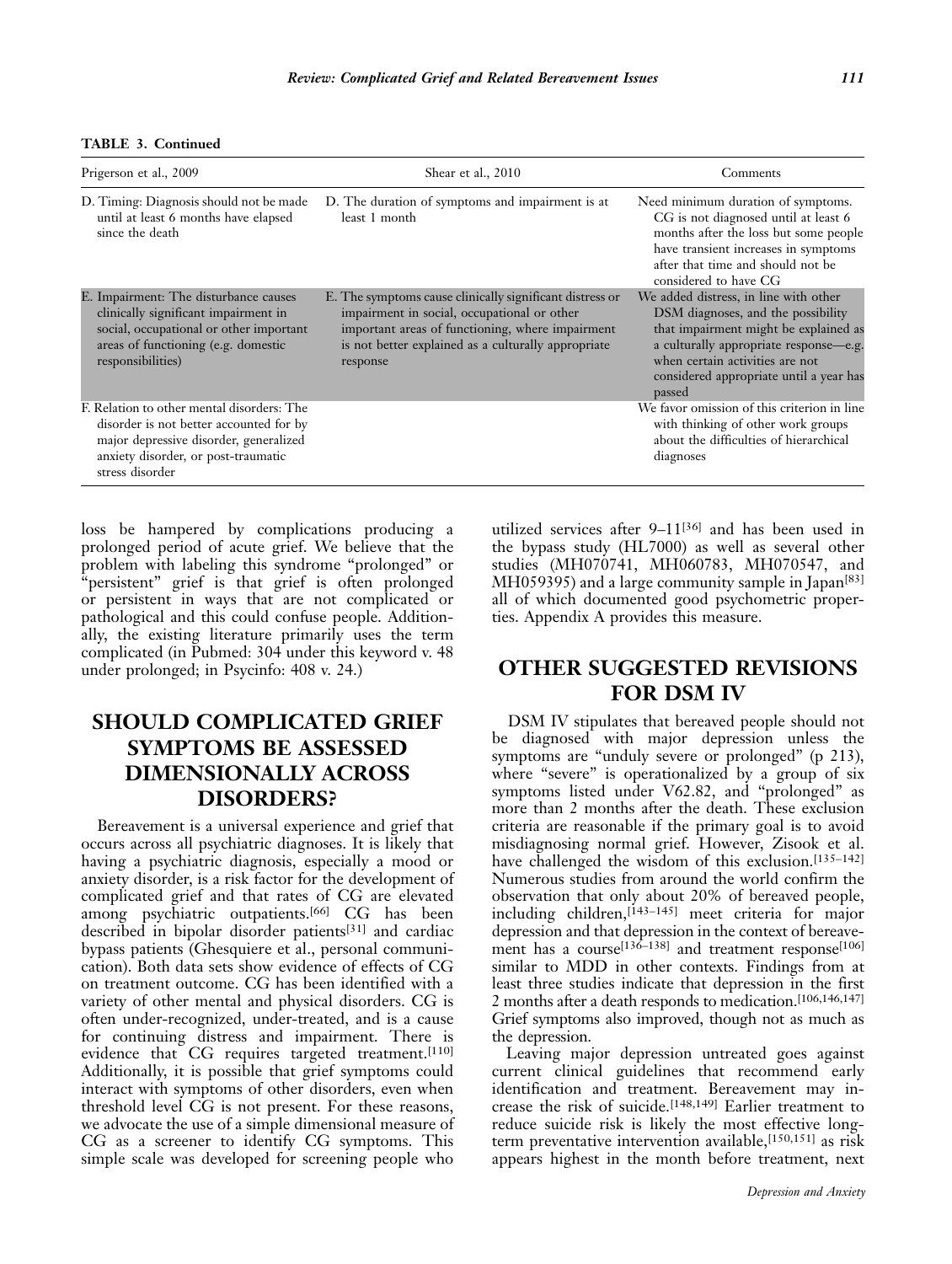**TABLE 3. Continued**

| Prigerson et al., 2009 | Shear et al., 2010 | Comments |
| --- | --- | --- |
| D. Timing: Diagnosis should not be made until at least 6 months have elapsed since the death | D. The duration of symptoms and impairment is at least 1 month | Need minimum duration of symptoms. CG is not diagnosed until at least 6 months after the loss but some people have transient increases in symptoms after that time and should not be considered to have CG |
| E. Impairment: The disturbance causes clinically significant impairment in social, occupational or other important areas of functioning (e.g. domestic responsibilities) | E. The symptoms cause clinically significant distress or impairment in social, occupational or other important areas of functioning, where impairment is not better explained as a culturally appropriate response | We added distress, in line with other DSM diagnoses, and the possibility that impairment might be explained as a culturally appropriate response—e.g. when certain activities are not considered appropriate until a year has passed |
| F. Relation to other mental disorders: The disorder is not better accounted for by major depressive disorder, generalized anxiety disorder, or post-traumatic stress disorder | | We favor omission of this criterion in line with thinking of other work groups about the difficulties of hierarchical diagnoses |

loss be hampered by complications producing a prolonged period of acute grief. We believe that the problem with labeling this syndrome "prolonged" or "persistent" grief is that grief is often prolonged or persistent in ways that are not complicated or pathological and this could confuse people. Additionally, the existing literature primarily uses the term complicated (in Pubmed: 304 under this keyword v. 48 under prolonged; in Psycinfo: 408 v. 24.)

## SHOULD COMPLICATED GRIEF SYMPTOMS BE ASSESSED DIMENSIONALLY ACROSS DISORDERS?

Bereavement is a universal experience and grief that occurs across all psychiatric diagnoses. It is likely that having a psychiatric diagnosis, especially a mood or anxiety disorder, is a risk factor for the development of complicated grief and that rates of CG are elevated among psychiatric outpatients.[66] CG has been described in bipolar disorder patients[31] and cardiac bypass patients (Ghesquiere et al., personal communication). Both data sets show evidence of effects of CG on treatment outcome. CG has been identified with a variety of other mental and physical disorders. CG is often under-recognized, under-treated, and is a cause for continuing distress and impairment. There is evidence that CG requires targeted treatment.[110] Additionally, it is possible that grief symptoms could interact with symptoms of other disorders, even when threshold level CG is not present. For these reasons, we advocate the use of a simple dimensional measure of CG as a screener to identify CG symptoms. This simple scale was developed for screening people who utilized services after 9–11[36] and has been used in the bypass study (HL7000) as well as several other studies (MH070741, MH060783, MH070547, and MH059395) and a large community sample in Japan[83] all of which documented good psychometric properties. Appendix A provides this measure.

## OTHER SUGGESTED REVISIONS FOR DSM IV

DSM IV stipulates that bereaved people should not be diagnosed with major depression unless the symptoms are "unduly severe or prolonged" (p 213), where "severe" is operationalized by a group of six symptoms listed under V62.82, and "prolonged" as more than 2 months after the death. These exclusion criteria are reasonable if the primary goal is to avoid misdiagnosing normal grief. However, Zisook et al. have challenged the wisdom of this exclusion.[135–142] Numerous studies from around the world confirm the observation that only about 20% of bereaved people, including children,[143–145] meet criteria for major depression and that depression in the context of bereavement has a course[136–138] and treatment response[106] similar to MDD in other contexts. Findings from at least three studies indicate that depression in the first 2 months after a death responds to medication.[106,146,147] Grief symptoms also improved, though not as much as the depression.

Leaving major depression untreated goes against current clinical guidelines that recommend early identification and treatment. Bereavement may increase the risk of suicide.[148,149] Earlier treatment to reduce suicide risk is likely the most effective long-term preventative intervention available,[150,151] as risk appears highest in the month before treatment, next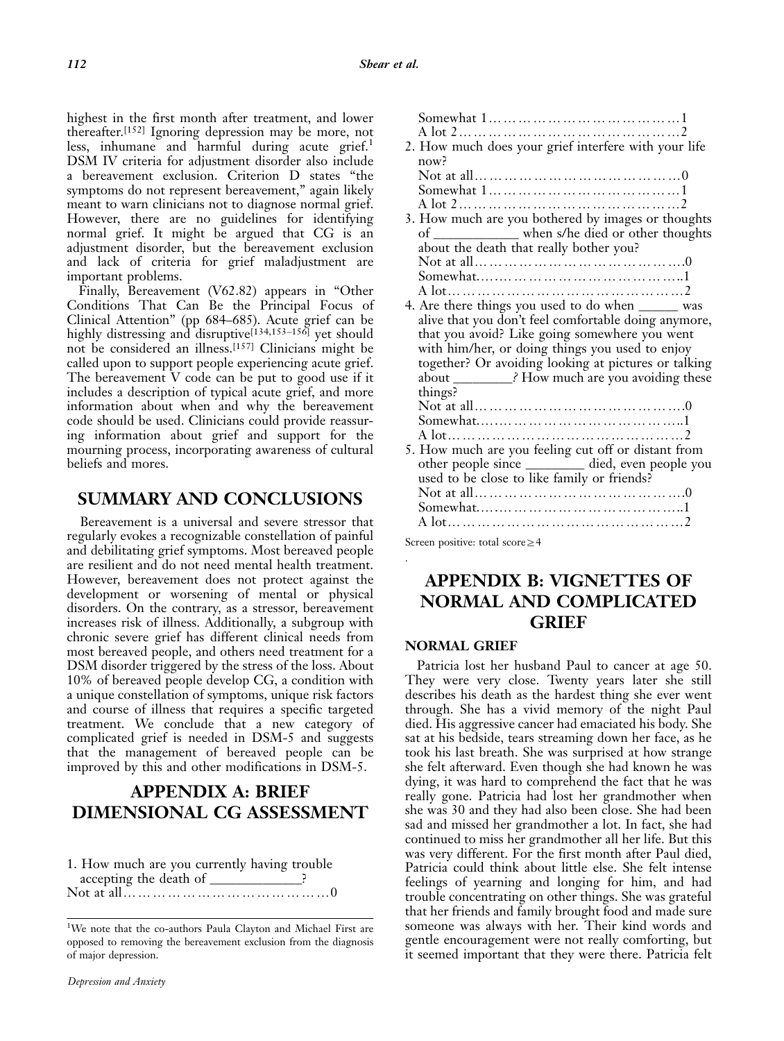highest in the first month after treatment, and lower thereafter.[152] Ignoring depression may be more, not less, inhumane and harmful during acute grief.[1] DSM IV criteria for adjustment disorder also include a bereavement exclusion. Criterion D states "the symptoms do not represent bereavement," again likely meant to warn clinicians not to diagnose normal grief. However, there are no guidelines for identifying normal grief. It might be argued that CG is an adjustment disorder, but the bereavement exclusion and lack of criteria for grief maladjustment are important problems.

Finally, Bereavement (V62.82) appears in "Other Conditions That Can Be the Principal Focus of Clinical Attention" (pp 684–685). Acute grief can be highly distressing and disruptive[134,153–156] yet should not be considered an illness.[157] Clinicians might be called upon to support people experiencing acute grief. The bereavement V code can be put to good use if it includes a description of typical acute grief, and more information about when and why the bereavement code should be used. Clinicians could provide reassuring information about grief and support for the mourning process, incorporating awareness of cultural beliefs and mores.

## SUMMARY AND CONCLUSIONS

Bereavement is a universal and severe stressor that regularly evokes a recognizable constellation of painful and debilitating grief symptoms. Most bereaved people are resilient and do not need mental health treatment. However, bereavement does not protect against the development or worsening of mental or physical disorders. On the contrary, as a stressor, bereavement increases risk of illness. Additionally, a subgroup with chronic severe grief has different clinical needs from most bereaved people, and others need treatment for a DSM disorder triggered by the stress of the loss. About 10% of bereaved people develop CG, a condition with a unique constellation of symptoms, unique risk factors and course of illness that requires a specific targeted treatment. We conclude that a new category of complicated grief is needed in DSM-5 and suggests that the management of bereaved people can be improved by this and other modifications in DSM-5.

## APPENDIX A: BRIEF DIMENSIONAL CG ASSESSMENT

1. How much are you currently having trouble accepting the death of _____________?
   Not at all……………………………………0
   Somewhat 1…………………………………1
   A lot 2………………………………………2
2. How much does your grief interfere with your life now?
   Not at all……………………………………0
   Somewhat 1…………………………………1
   A lot 2………………………………………2
3. How much are you bothered by images or thoughts of ____________ when s/he died or other thoughts about the death that really bother you?
   Not at all……………………………………0
   Somewhat……………………………………1
   A lot…………………………………………2
4. Are there things you used to do when ______ was alive that you don't feel comfortable doing anymore, that you avoid? Like going somewhere you went with him/her, or doing things you used to enjoy together? Or avoiding looking at pictures or talking about ________? How much are you avoiding these things?
   Not at all……………………………………0
   Somewhat……………………………………1
   A lot…………………………………………2
5. How much are you feeling cut off or distant from other people since ________ died, even people you used to be close to like family or friends?
   Not at all……………………………………0
   Somewhat……………………………………1
   A lot…………………………………………2

Screen positive: total score $\geq 4$

## APPENDIX B: VIGNETTES OF NORMAL AND COMPLICATED GRIEF

### NORMAL GRIEF

Patricia lost her husband Paul to cancer at age 50. They were very close. Twenty years later she still describes his death as the hardest thing she ever went through. She has a vivid memory of the night Paul died. His aggressive cancer had emaciated his body. She sat at his bedside, tears streaming down her face, as he took his last breath. She was surprised at how strange she felt afterward. Even though she had known he was dying, it was hard to comprehend the fact that he was really gone. Patricia had lost her grandmother when she was 30 and they had also been close. She had been sad and missed her grandmother a lot. In fact, she had continued to miss her grandmother all her life. But this was very different. For the first month after Paul died, Patricia could think about little else. She felt intense feelings of yearning and longing for him, and had trouble concentrating on other things. She was grateful that her friends and family brought food and made sure someone was always with her. Their kind words and gentle encouragement were not really comforting, but it seemed important that they were there. Patricia felt

[1]We note that the co-authors Paula Clayton and Michael First are opposed to removing the bereavement exclusion from the diagnosis of major depression.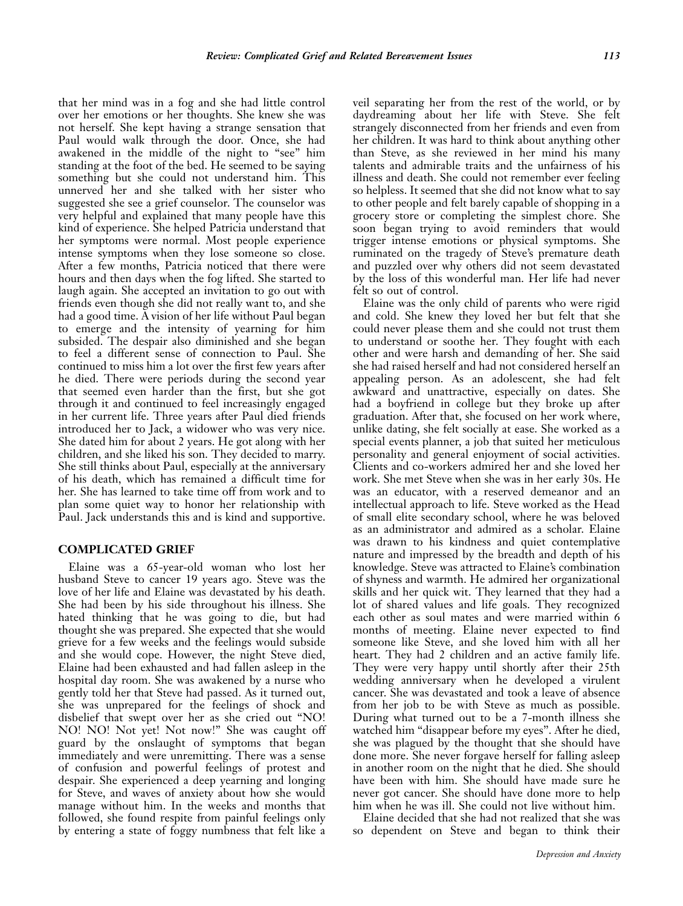that her mind was in a fog and she had little control over her emotions or her thoughts. She knew she was not herself. She kept having a strange sensation that Paul would walk through the door. Once, she had awakened in the middle of the night to "see" him standing at the foot of the bed. He seemed to be saying something but she could not understand him. This unnerved her and she talked with her sister who suggested she see a grief counselor. The counselor was very helpful and explained that many people have this kind of experience. She helped Patricia understand that her symptoms were normal. Most people experience intense symptoms when they lose someone so close. After a few months, Patricia noticed that there were hours and then days when the fog lifted. She started to laugh again. She accepted an invitation to go out with friends even though she did not really want to, and she had a good time. A vision of her life without Paul began to emerge and the intensity of yearning for him subsided. The despair also diminished and she began to feel a different sense of connection to Paul. She continued to miss him a lot over the first few years after he died. There were periods during the second year that seemed even harder than the first, but she got through it and continued to feel increasingly engaged in her current life. Three years after Paul died friends introduced her to Jack, a widower who was very nice. She dated him for about 2 years. He got along with her children, and she liked his son. They decided to marry. She still thinks about Paul, especially at the anniversary of his death, which has remained a difficult time for her. She has learned to take time off from work and to plan some quiet way to honor her relationship with Paul. Jack understands this and is kind and supportive.

## COMPLICATED GRIEF

Elaine was a 65-year-old woman who lost her husband Steve to cancer 19 years ago. Steve was the love of her life and Elaine was devastated by his death. She had been by his side throughout his illness. She hated thinking that he was going to die, but had thought she was prepared. She expected that she would grieve for a few weeks and the feelings would subside and she would cope. However, the night Steve died, Elaine had been exhausted and had fallen asleep in the hospital day room. She was awakened by a nurse who gently told her that Steve had passed. As it turned out, she was unprepared for the feelings of shock and disbelief that swept over her as she cried out "NO! NO! NO! Not yet! Not now!" She was caught off guard by the onslaught of symptoms that began immediately and were unremitting. There was a sense of confusion and powerful feelings of protest and despair. She experienced a deep yearning and longing for Steve, and waves of anxiety about how she would manage without him. In the weeks and months that followed, she found respite from painful feelings only by entering a state of foggy numbness that felt like a veil separating her from the rest of the world, or by daydreaming about her life with Steve. She felt strangely disconnected from her friends and even from her children. It was hard to think about anything other than Steve, as she reviewed in her mind his many talents and admirable traits and the unfairness of his illness and death. She could not remember ever feeling so helpless. It seemed that she did not know what to say to other people and felt barely capable of shopping in a grocery store or completing the simplest chore. She soon began trying to avoid reminders that would trigger intense emotions or physical symptoms. She ruminated on the tragedy of Steve's premature death and puzzled over why others did not seem devastated by the loss of this wonderful man. Her life had never felt so out of control.

Elaine was the only child of parents who were rigid and cold. She knew they loved her but felt that she could never please them and she could not trust them to understand or soothe her. They fought with each other and were harsh and demanding of her. She said she had raised herself and had not considered herself an appealing person. As an adolescent, she had felt awkward and unattractive, especially on dates. She had a boyfriend in college but they broke up after graduation. After that, she focused on her work where, unlike dating, she felt socially at ease. She worked as a special events planner, a job that suited her meticulous personality and general enjoyment of social activities. Clients and co-workers admired her and she loved her work. She met Steve when she was in her early 30s. He was an educator, with a reserved demeanor and an intellectual approach to life. Steve worked as the Head of small elite secondary school, where he was beloved as an administrator and admired as a scholar. Elaine was drawn to his kindness and quiet contemplative nature and impressed by the breadth and depth of his knowledge. Steve was attracted to Elaine's combination of shyness and warmth. He admired her organizational skills and her quick wit. They learned that they had a lot of shared values and life goals. They recognized each other as soul mates and were married within 6 months of meeting. Elaine never expected to find someone like Steve, and she loved him with all her heart. They had 2 children and an active family life. They were very happy until shortly after their 25th wedding anniversary when he developed a virulent cancer. She was devastated and took a leave of absence from her job to be with Steve as much as possible. During what turned out to be a 7-month illness she watched him "disappear before my eyes". After he died, she was plagued by the thought that she should have done more. She never forgave herself for falling asleep in another room on the night that he died. She should have been with him. She should have made sure he never got cancer. She should have done more to help him when he was ill. She could not live without him.

Elaine decided that she had not realized that she was so dependent on Steve and began to think their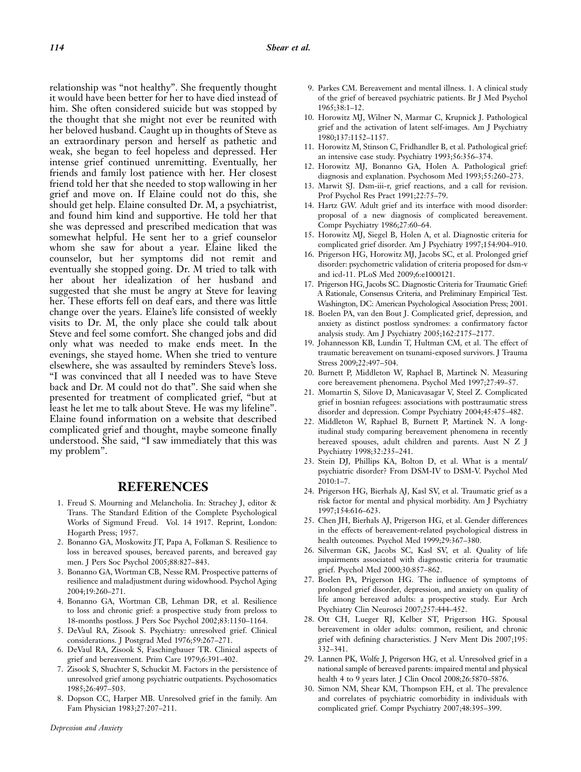relationship was "not healthy". She frequently thought it would have been better for her to have died instead of him. She often considered suicide but was stopped by the thought that she might not ever be reunited with her beloved husband. Caught up in thoughts of Steve as an extraordinary person and herself as pathetic and weak, she began to feel hopeless and depressed. Her intense grief continued unremitting. Eventually, her friends and family lost patience with her. Her closest friend told her that she needed to stop wallowing in her grief and move on. If Elaine could not do this, she should get help. Elaine consulted Dr. M, a psychiatrist, and found him kind and supportive. He told her that she was depressed and prescribed medication that was somewhat helpful. He sent her to a grief counselor whom she saw for about a year. Elaine liked the counselor, but her symptoms did not remit and eventually she stopped going. Dr. M tried to talk with her about her idealization of her husband and suggested that she must be angry at Steve for leaving her. These efforts fell on deaf ears, and there was little change over the years. Elaine's life consisted of weekly visits to Dr. M, the only place she could talk about Steve and feel some comfort. She changed jobs and did only what was needed to make ends meet. In the evenings, she stayed home. When she tried to venture elsewhere, she was assaulted by reminders Steve's loss. "I was convinced that all I needed was to have Steve back and Dr. M could not do that". She said when she presented for treatment of complicated grief, "but at least he let me to talk about Steve. He was my lifeline". Elaine found information on a website that described complicated grief and thought, maybe someone finally understood. She said, "I saw immediately that this was my problem".

## REFERENCES

1. Freud S. Mourning and Melancholia. In: Strachey J, editor & Trans. The Standard Edition of the Complete Psychological Works of Sigmund Freud. Vol. 14 1917. Reprint, London: Hogarth Press; 1957.
2. Bonanno GA, Moskowitz JT, Papa A, Folkman S. Resilience to loss in bereaved spouses, bereaved parents, and bereaved gay men. J Pers Soc Psychol 2005;88:827–843.
3. Bonanno GA, Wortman CB, Nesse RM. Prospective patterns of resilience and maladjustment during widowhood. Psychol Aging 2004;19:260–271.
4. Bonanno GA, Wortman CB, Lehman DR, et al. Resilience to loss and chronic grief: a prospective study from preloss to 18-months postloss. J Pers Soc Psychol 2002;83:1150–1164.
5. DeVaul RA, Zisook S. Psychiatry: unresolved grief. Clinical considerations. J Postgrad Med 1976;59:267–271.
6. DeVaul RA, Zisook S, Faschingbauer TR. Clinical aspects of grief and bereavement. Prim Care 1979;6:391–402.
7. Zisook S, Shuchter S, Schuckit M. Factors in the persistence of unresolved grief among psychiatric outpatients. Psychosomatics 1985;26:497–503.
8. Dopson CC, Harper MB. Unresolved grief in the family. Am Fam Physician 1983;27:207–211.
9. Parkes CM. Bereavement and mental illness. 1. A clinical study of the grief of bereaved psychiatric patients. Br J Med Psychol 1965;38:1–12.
10. Horowitz MJ, Wilner N, Marmar C, Krupnick J. Pathological grief and the activation of latent self-images. Am J Psychiatry 1980;137:1152–1157.
11. Horowitz M, Stinson C, Fridhandler B, et al. Pathological grief: an intensive case study. Psychiatry 1993;56:356–374.
12. Horowitz MJ, Bonanno GA, Holen A. Pathological grief: diagnosis and explanation. Psychosom Med 1993;55:260–273.
13. Marwit SJ. Dsm-iii-r, grief reactions, and a call for revision. Prof Psychol Res Pract 1991;22:75–79.
14. Hartz GW. Adult grief and its interface with mood disorder: proposal of a new diagnosis of complicated bereavement. Compr Psychiatry 1986;27:60–64.
15. Horowitz MJ, Siegel B, Holen A, et al. Diagnostic criteria for complicated grief disorder. Am J Psychiatry 1997;154:904–910.
16. Prigerson HG, Horowitz MJ, Jacobs SC, et al. Prolonged grief disorder: psychometric validation of criteria proposed for dsm-v and icd-11. PLoS Med 2009;6:e1000121.
17. Prigerson HG, Jacobs SC. Diagnostic Criteria for Traumatic Grief: A Rationale, Consensus Criteria, and Preliminary Empirical Test. Washington, DC: American Psychological Association Press; 2001.
18. Boelen PA, van den Bout J. Complicated grief, depression, and anxiety as distinct postloss syndromes: a confirmatory factor analysis study. Am J Psychiatry 2005;162:2175–2177.
19. Johannesson KB, Lundin T, Hultman CM, et al. The effect of traumatic bereavement on tsunami-exposed survivors. J Trauma Stress 2009;22:497–504.
20. Burnett P, Middleton W, Raphael B, Martinek N. Measuring core bereavement phenomena. Psychol Med 1997;27:49–57.
21. Momartin S, Silove D, Manicavasagar V, Steel Z. Complicated grief in bosnian refugees: associations with posttraumatic stress disorder and depression. Compr Psychiatry 2004;45:475–482.
22. Middleton W, Raphael B, Burnett P, Martinek N. A longitudinal study comparing bereavement phenomena in recently bereaved spouses, adult children and parents. Aust N Z J Psychiatry 1998;32:235–241.
23. Stein DJ, Phillips KA, Bolton D, et al. What is a mental/psychiatric disorder? From DSM-IV to DSM-V. Psychol Med 2010:1–7.
24. Prigerson HG, Bierhals AJ, Kasl SV, et al. Traumatic grief as a risk factor for mental and physical morbidity. Am J Psychiatry 1997;154:616–623.
25. Chen JH, Bierhals AJ, Prigerson HG, et al. Gender differences in the effects of bereavement-related psychological distress in health outcomes. Psychol Med 1999;29:367–380.
26. Silverman GK, Jacobs SC, Kasl SV, et al. Quality of life impairments associated with diagnostic criteria for traumatic grief. Psychol Med 2000;30:857–862.
27. Boelen PA, Prigerson HG. The influence of symptoms of prolonged grief disorder, depression, and anxiety on quality of life among bereaved adults: a prospective study. Eur Arch Psychiatry Clin Neurosci 2007;257:444–452.
28. Ott CH, Lueger RJ, Kelber ST, Prigerson HG. Spousal bereavement in older adults: common, resilient, and chronic grief with defining characteristics. J Nerv Ment Dis 2007;195: 332–341.
29. Lannen PK, Wolfe J, Prigerson HG, et al. Unresolved grief in a national sample of bereaved parents: impaired mental and physical health 4 to 9 years later. J Clin Oncol 2008;26:5870–5876.
30. Simon NM, Shear KM, Thompson EH, et al. The prevalence and correlates of psychiatric comorbidity in individuals with complicated grief. Compr Psychiatry 2007;48:395–399.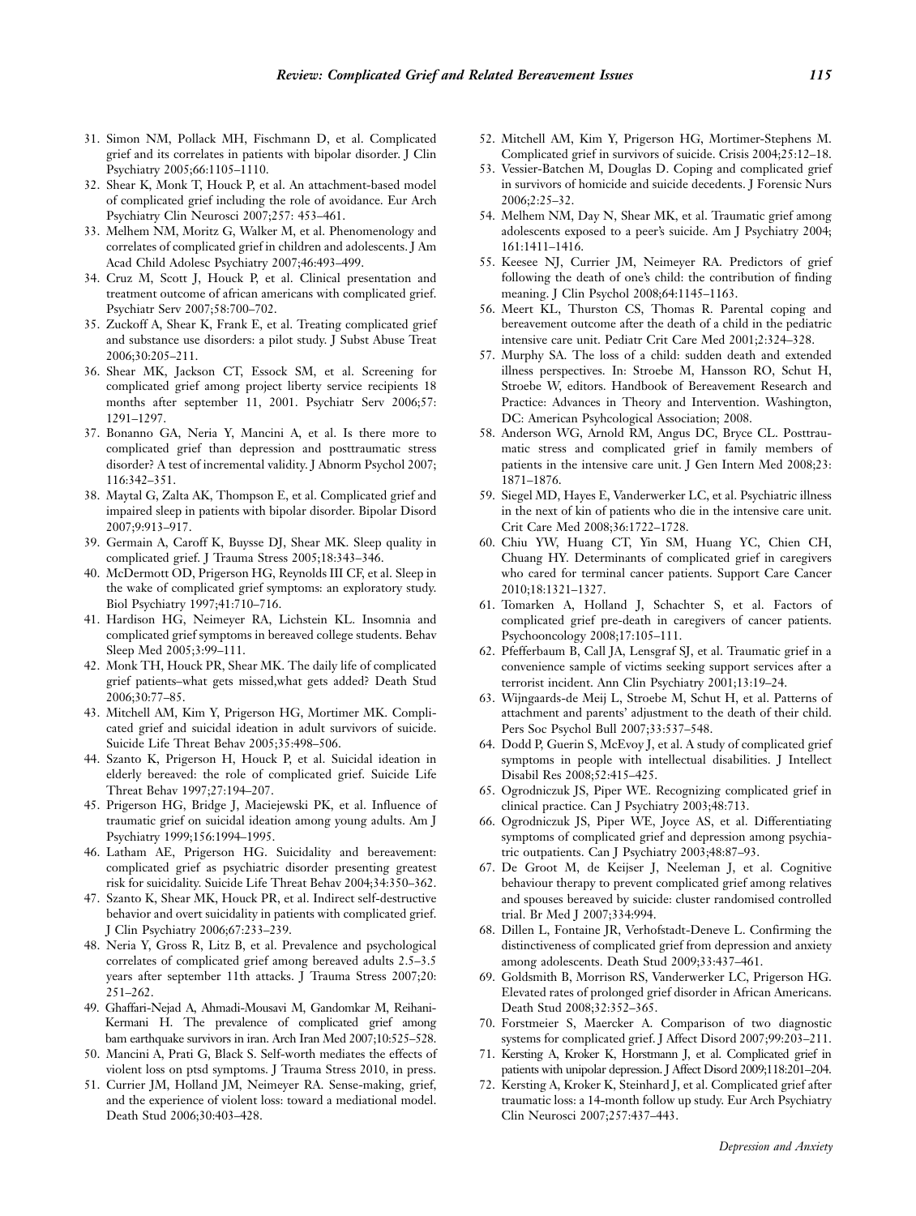31. Simon NM, Pollack MH, Fischmann D, et al. Complicated grief and its correlates in patients with bipolar disorder. J Clin Psychiatry 2005;66:1105–1110.
32. Shear K, Monk T, Houck P, et al. An attachment-based model of complicated grief including the role of avoidance. Eur Arch Psychiatry Clin Neurosci 2007;257: 453–461.
33. Melhem NM, Moritz G, Walker M, et al. Phenomenology and correlates of complicated grief in children and adolescents. J Am Acad Child Adolesc Psychiatry 2007;46:493–499.
34. Cruz M, Scott J, Houck P, et al. Clinical presentation and treatment outcome of african americans with complicated grief. Psychiatr Serv 2007;58:700–702.
35. Zuckoff A, Shear K, Frank E, et al. Treating complicated grief and substance use disorders: a pilot study. J Subst Abuse Treat 2006;30:205–211.
36. Shear MK, Jackson CT, Essock SM, et al. Screening for complicated grief among project liberty service recipients 18 months after september 11, 2001. Psychiatr Serv 2006;57: 1291–1297.
37. Bonanno GA, Neria Y, Mancini A, et al. Is there more to complicated grief than depression and posttraumatic stress disorder? A test of incremental validity. J Abnorm Psychol 2007; 116:342–351.
38. Maytal G, Zalta AK, Thompson E, et al. Complicated grief and impaired sleep in patients with bipolar disorder. Bipolar Disord 2007;9:913–917.
39. Germain A, Caroff K, Buysse DJ, Shear MK. Sleep quality in complicated grief. J Trauma Stress 2005;18:343–346.
40. McDermott OD, Prigerson HG, Reynolds III CF, et al. Sleep in the wake of complicated grief symptoms: an exploratory study. Biol Psychiatry 1997;41:710–716.
41. Hardison HG, Neimeyer RA, Lichstein KL. Insomnia and complicated grief symptoms in bereaved college students. Behav Sleep Med 2005;3:99–111.
42. Monk TH, Houck PR, Shear MK. The daily life of complicated grief patients–what gets missed,what gets added? Death Stud 2006;30:77–85.
43. Mitchell AM, Kim Y, Prigerson HG, Mortimer MK. Complicated grief and suicidal ideation in adult survivors of suicide. Suicide Life Threat Behav 2005;35:498–506.
44. Szanto K, Prigerson H, Houck P, et al. Suicidal ideation in elderly bereaved: the role of complicated grief. Suicide Life Threat Behav 1997;27:194–207.
45. Prigerson HG, Bridge J, Maciejewski PK, et al. Influence of traumatic grief on suicidal ideation among young adults. Am J Psychiatry 1999;156:1994–1995.
46. Latham AE, Prigerson HG. Suicidality and bereavement: complicated grief as psychiatric disorder presenting greatest risk for suicidality. Suicide Life Threat Behav 2004;34:350–362.
47. Szanto K, Shear MK, Houck PR, et al. Indirect self-destructive behavior and overt suicidality in patients with complicated grief. J Clin Psychiatry 2006;67:233–239.
48. Neria Y, Gross R, Litz B, et al. Prevalence and psychological correlates of complicated grief among bereaved adults 2.5–3.5 years after september 11th attacks. J Trauma Stress 2007;20: 251–262.
49. Ghaffari-Nejad A, Ahmadi-Mousavi M, Gandomkar M, Reihani-Kermani H. The prevalence of complicated grief among bam earthquake survivors in iran. Arch Iran Med 2007;10:525–528.
50. Mancini A, Prati G, Black S. Self-worth mediates the effects of violent loss on ptsd symptoms. J Trauma Stress 2010, in press.
51. Currier JM, Holland JM, Neimeyer RA. Sense-making, grief, and the experience of violent loss: toward a mediational model. Death Stud 2006;30:403–428.
52. Mitchell AM, Kim Y, Prigerson HG, Mortimer-Stephens M. Complicated grief in survivors of suicide. Crisis 2004;25:12–18.
53. Vessier-Batchen M, Douglas D. Coping and complicated grief in survivors of homicide and suicide decedents. J Forensic Nurs 2006;2:25–32.
54. Melhem NM, Day N, Shear MK, et al. Traumatic grief among adolescents exposed to a peer's suicide. Am J Psychiatry 2004; 161:1411–1416.
55. Keesee NJ, Currier JM, Neimeyer RA. Predictors of grief following the death of one's child: the contribution of finding meaning. J Clin Psychol 2008;64:1145–1163.
56. Meert KL, Thurston CS, Thomas R. Parental coping and bereavement outcome after the death of a child in the pediatric intensive care unit. Pediatr Crit Care Med 2001;2:324–328.
57. Murphy SA. The loss of a child: sudden death and extended illness perspectives. In: Stroebe M, Hansson RO, Schut H, Stroebe W, editors. Handbook of Bereavement Research and Practice: Advances in Theory and Intervention. Washington, DC: American Psyhcological Association; 2008.
58. Anderson WG, Arnold RM, Angus DC, Bryce CL. Posttraumatic stress and complicated grief in family members of patients in the intensive care unit. J Gen Intern Med 2008;23: 1871–1876.
59. Siegel MD, Hayes E, Vanderwerker LC, et al. Psychiatric illness in the next of kin of patients who die in the intensive care unit. Crit Care Med 2008;36:1722–1728.
60. Chiu YW, Huang CT, Yin SM, Huang YC, Chien CH, Chuang HY. Determinants of complicated grief in caregivers who cared for terminal cancer patients. Support Care Cancer 2010;18:1321–1327.
61. Tomarken A, Holland J, Schachter S, et al. Factors of complicated grief pre-death in caregivers of cancer patients. Psychooncology 2008;17:105–111.
62. Pfefferbaum B, Call JA, Lensgraf SJ, et al. Traumatic grief in a convenience sample of victims seeking support services after a terrorist incident. Ann Clin Psychiatry 2001;13:19–24.
63. Wijngaards-de Meij L, Stroebe M, Schut H, et al. Patterns of attachment and parents' adjustment to the death of their child. Pers Soc Psychol Bull 2007;33:537–548.
64. Dodd P, Guerin S, McEvoy J, et al. A study of complicated grief symptoms in people with intellectual disabilities. J Intellect Disabil Res 2008;52:415–425.
65. Ogrodniczuk JS, Piper WE. Recognizing complicated grief in clinical practice. Can J Psychiatry 2003;48:713.
66. Ogrodniczuk JS, Piper WE, Joyce AS, et al. Differentiating symptoms of complicated grief and depression among psychiatric outpatients. Can J Psychiatry 2003;48:87–93.
67. De Groot M, de Keijser J, Neeleman J, et al. Cognitive behaviour therapy to prevent complicated grief among relatives and spouses bereaved by suicide: cluster randomised controlled trial. Br Med J 2007;334:994.
68. Dillen L, Fontaine JR, Verhofstadt-Deneve L. Confirming the distinctiveness of complicated grief from depression and anxiety among adolescents. Death Stud 2009;33:437–461.
69. Goldsmith B, Morrison RS, Vanderwerker LC, Prigerson HG. Elevated rates of prolonged grief disorder in African Americans. Death Stud 2008;32:352–365.
70. Forstmeier S, Maercker A. Comparison of two diagnostic systems for complicated grief. J Affect Disord 2007;99:203–211.
71. Kersting A, Kroker K, Horstmann J, et al. Complicated grief in patients with unipolar depression. J Affect Disord 2009;118:201–204.
72. Kersting A, Kroker K, Steinhard J, et al. Complicated grief after traumatic loss: a 14-month follow up study. Eur Arch Psychiatry Clin Neurosci 2007;257:437–443.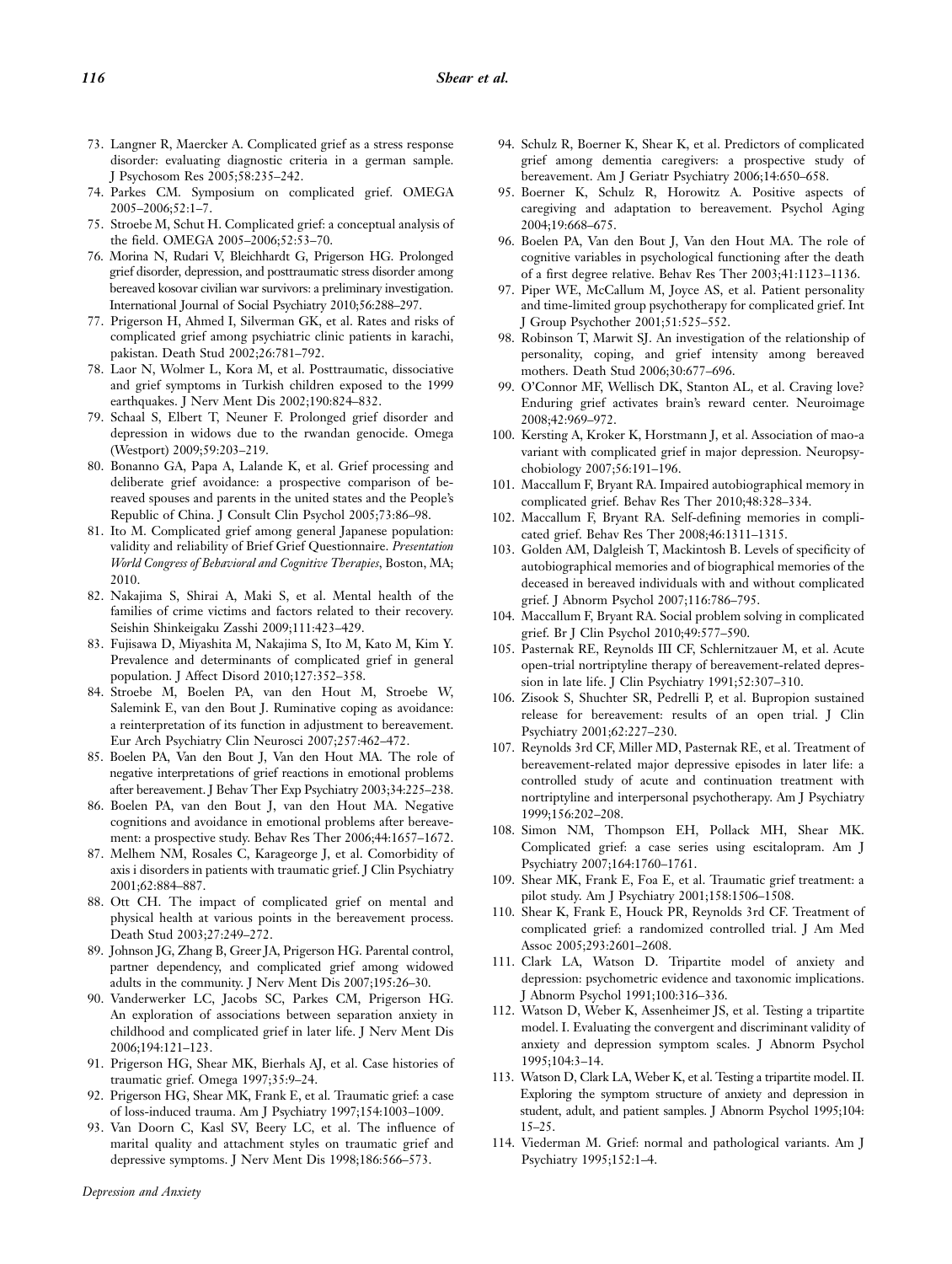73. Langner R, Maercker A. Complicated grief as a stress response disorder: evaluating diagnostic criteria in a german sample. J Psychosom Res 2005;58:235–242.
74. Parkes CM. Symposium on complicated grief. OMEGA 2005–2006;52:1–7.
75. Stroebe M, Schut H. Complicated grief: a conceptual analysis of the field. OMEGA 2005–2006;52:53–70.
76. Morina N, Rudari V, Bleichhardt G, Prigerson HG. Prolonged grief disorder, depression, and posttraumatic stress disorder among bereaved kosovar civilian war survivors: a preliminary investigation. International Journal of Social Psychiatry 2010;56:288–297.
77. Prigerson H, Ahmed I, Silverman GK, et al. Rates and risks of complicated grief among psychiatric clinic patients in karachi, pakistan. Death Stud 2002;26:781–792.
78. Laor N, Wolmer L, Kora M, et al. Posttraumatic, dissociative and grief symptoms in Turkish children exposed to the 1999 earthquakes. J Nerv Ment Dis 2002;190:824–832.
79. Schaal S, Elbert T, Neuner F. Prolonged grief disorder and depression in widows due to the rwandan genocide. Omega (Westport) 2009;59:203–219.
80. Bonanno GA, Papa A, Lalande K, et al. Grief processing and deliberate grief avoidance: a prospective comparison of bereaved spouses and parents in the united states and the People's Republic of China. J Consult Clin Psychol 2005;73:86–98.
81. Ito M. Complicated grief among general Japanese population: validity and reliability of Brief Grief Questionnaire. *Presentation World Congress of Behavioral and Cognitive Therapies*, Boston, MA; 2010.
82. Nakajima S, Shirai A, Maki S, et al. Mental health of the families of crime victims and factors related to their recovery. Seishin Shinkeigaku Zasshi 2009;111:423–429.
83. Fujisawa D, Miyashita M, Nakajima S, Ito M, Kato M, Kim Y. Prevalence and determinants of complicated grief in general population. J Affect Disord 2010;127:352–358.
84. Stroebe M, Boelen PA, van den Hout M, Stroebe W, Salemink E, van den Bout J. Ruminative coping as avoidance: a reinterpretation of its function in adjustment to bereavement. Eur Arch Psychiatry Clin Neurosci 2007;257:462–472.
85. Boelen PA, Van den Bout J, Van den Hout MA. The role of negative interpretations of grief reactions in emotional problems after bereavement. J Behav Ther Exp Psychiatry 2003;34:225–238.
86. Boelen PA, van den Bout J, van den Hout MA. Negative cognitions and avoidance in emotional problems after bereavement: a prospective study. Behav Res Ther 2006;44:1657–1672.
87. Melhem NM, Rosales C, Karageorge J, et al. Comorbidity of axis i disorders in patients with traumatic grief. J Clin Psychiatry 2001;62:884–887.
88. Ott CH. The impact of complicated grief on mental and physical health at various points in the bereavement process. Death Stud 2003;27:249–272.
89. Johnson JG, Zhang B, Greer JA, Prigerson HG. Parental control, partner dependency, and complicated grief among widowed adults in the community. J Nerv Ment Dis 2007;195:26–30.
90. Vanderwerker LC, Jacobs SC, Parkes CM, Prigerson HG. An exploration of associations between separation anxiety in childhood and complicated grief in later life. J Nerv Ment Dis 2006;194:121–123.
91. Prigerson HG, Shear MK, Bierhals AJ, et al. Case histories of traumatic grief. Omega 1997;35:9–24.
92. Prigerson HG, Shear MK, Frank E, et al. Traumatic grief: a case of loss-induced trauma. Am J Psychiatry 1997;154:1003–1009.
93. Van Doorn C, Kasl SV, Beery LC, et al. The influence of marital quality and attachment styles on traumatic grief and depressive symptoms. J Nerv Ment Dis 1998;186:566–573.
94. Schulz R, Boerner K, Shear K, et al. Predictors of complicated grief among dementia caregivers: a prospective study of bereavement. Am J Geriatr Psychiatry 2006;14:650–658.
95. Boerner K, Schulz R, Horowitz A. Positive aspects of caregiving and adaptation to bereavement. Psychol Aging 2004;19:668–675.
96. Boelen PA, Van den Bout J, Van den Hout MA. The role of cognitive variables in psychological functioning after the death of a first degree relative. Behav Res Ther 2003;41:1123–1136.
97. Piper WE, McCallum M, Joyce AS, et al. Patient personality and time-limited group psychotherapy for complicated grief. Int J Group Psychother 2001;51:525–552.
98. Robinson T, Marwit SJ. An investigation of the relationship of personality, coping, and grief intensity among bereaved mothers. Death Stud 2006;30:677–696.
99. O'Connor MF, Wellisch DK, Stanton AL, et al. Craving love? Enduring grief activates brain's reward center. Neuroimage 2008;42:969–972.
100. Kersting A, Kroker K, Horstmann J, et al. Association of mao-a variant with complicated grief in major depression. Neuropsychobiology 2007;56:191–196.
101. Maccallum F, Bryant RA. Impaired autobiographical memory in complicated grief. Behav Res Ther 2010;48:328–334.
102. Maccallum F, Bryant RA. Self-defining memories in complicated grief. Behav Res Ther 2008;46:1311–1315.
103. Golden AM, Dalgleish T, Mackintosh B. Levels of specificity of autobiographical memories and of biographical memories of the deceased in bereaved individuals with and without complicated grief. J Abnorm Psychol 2007;116:786–795.
104. Maccallum F, Bryant RA. Social problem solving in complicated grief. Br J Clin Psychol 2010;49:577–590.
105. Pasternak RE, Reynolds III CF, Schlernitzauer M, et al. Acute open-trial nortriptyline therapy of bereavement-related depression in late life. J Clin Psychiatry 1991;52:307–310.
106. Zisook S, Shuchter SR, Pedrelli P, et al. Bupropion sustained release for bereavement: results of an open trial. J Clin Psychiatry 2001;62:227–230.
107. Reynolds 3rd CF, Miller MD, Pasternak RE, et al. Treatment of bereavement-related major depressive episodes in later life: a controlled study of acute and continuation treatment with nortriptyline and interpersonal psychotherapy. Am J Psychiatry 1999;156:202–208.
108. Simon NM, Thompson EH, Pollack MH, Shear MK. Complicated grief: a case series using escitalopram. Am J Psychiatry 2007;164:1760–1761.
109. Shear MK, Frank E, Foa E, et al. Traumatic grief treatment: a pilot study. Am J Psychiatry 2001;158:1506–1508.
110. Shear K, Frank E, Houck PR, Reynolds 3rd CF. Treatment of complicated grief: a randomized controlled trial. J Am Med Assoc 2005;293:2601–2608.
111. Clark LA, Watson D. Tripartite model of anxiety and depression: psychometric evidence and taxonomic implications. J Abnorm Psychol 1991;100:316–336.
112. Watson D, Weber K, Assenheimer JS, et al. Testing a tripartite model. I. Evaluating the convergent and discriminant validity of anxiety and depression symptom scales. J Abnorm Psychol 1995;104:3–14.
113. Watson D, Clark LA, Weber K, et al. Testing a tripartite model. II. Exploring the symptom structure of anxiety and depression in student, adult, and patient samples. J Abnorm Psychol 1995;104: 15–25.
114. Viederman M. Grief: normal and pathological variants. Am J Psychiatry 1995;152:1–4.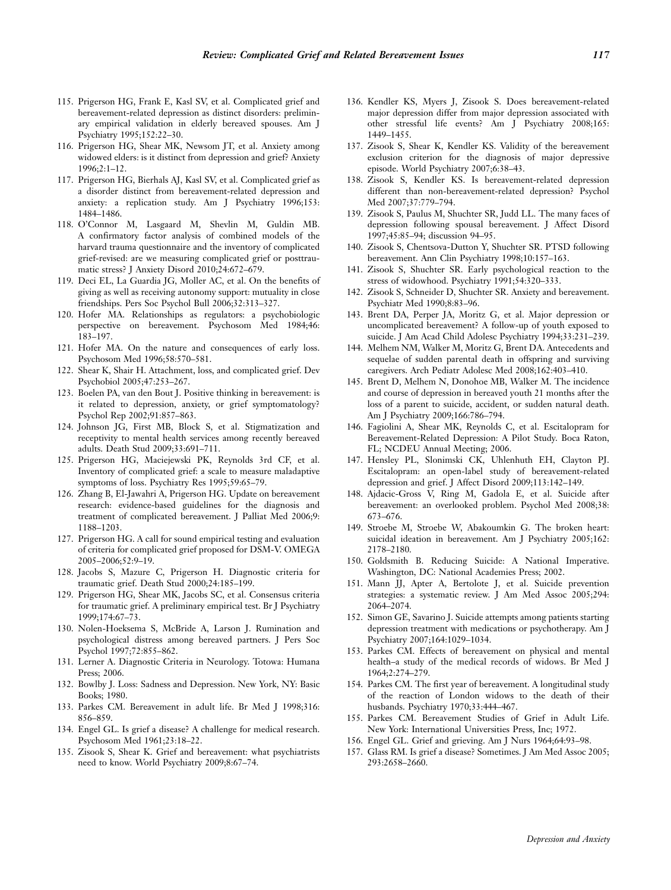115. Prigerson HG, Frank E, Kasl SV, et al. Complicated grief and bereavement-related depression as distinct disorders: preliminary empirical validation in elderly bereaved spouses. Am J Psychiatry 1995;152:22–30.
116. Prigerson HG, Shear MK, Newsom JT, et al. Anxiety among widowed elders: is it distinct from depression and grief? Anxiety 1996;2:1–12.
117. Prigerson HG, Bierhals AJ, Kasl SV, et al. Complicated grief as a disorder distinct from bereavement-related depression and anxiety: a replication study. Am J Psychiatry 1996;153: 1484–1486.
118. O'Connor M, Lasgaard M, Shevlin M, Guldin MB. A confirmatory factor analysis of combined models of the harvard trauma questionnaire and the inventory of complicated grief-revised: are we measuring complicated grief or posttraumatic stress? J Anxiety Disord 2010;24:672–679.
119. Deci EL, La Guardia JG, Moller AC, et al. On the benefits of giving as well as receiving autonomy support: mutuality in close friendships. Pers Soc Psychol Bull 2006;32:313–327.
120. Hofer MA. Relationships as regulators: a psychobiologic perspective on bereavement. Psychosom Med 1984;46: 183–197.
121. Hofer MA. On the nature and consequences of early loss. Psychosom Med 1996;58:570–581.
122. Shear K, Shair H. Attachment, loss, and complicated grief. Dev Psychobiol 2005;47:253–267.
123. Boelen PA, van den Bout J. Positive thinking in bereavement: is it related to depression, anxiety, or grief symptomatology? Psychol Rep 2002;91:857–863.
124. Johnson JG, First MB, Block S, et al. Stigmatization and receptivity to mental health services among recently bereaved adults. Death Stud 2009;33:691–711.
125. Prigerson HG, Maciejewski PK, Reynolds 3rd CF, et al. Inventory of complicated grief: a scale to measure maladaptive symptoms of loss. Psychiatry Res 1995;59:65–79.
126. Zhang B, El-Jawahri A, Prigerson HG. Update on bereavement research: evidence-based guidelines for the diagnosis and treatment of complicated bereavement. J Palliat Med 2006;9: 1188–1203.
127. Prigerson HG. A call for sound empirical testing and evaluation of criteria for complicated grief proposed for DSM-V. OMEGA 2005–2006;52:9–19.
128. Jacobs S, Mazure C, Prigerson H. Diagnostic criteria for traumatic grief. Death Stud 2000;24:185–199.
129. Prigerson HG, Shear MK, Jacobs SC, et al. Consensus criteria for traumatic grief. A preliminary empirical test. Br J Psychiatry 1999;174:67–73.
130. Nolen-Hoeksema S, McBride A, Larson J. Rumination and psychological distress among bereaved partners. J Pers Soc Psychol 1997;72:855–862.
131. Lerner A. Diagnostic Criteria in Neurology. Totowa: Humana Press; 2006.
132. Bowlby J. Loss: Sadness and Depression. New York, NY: Basic Books; 1980.
133. Parkes CM. Bereavement in adult life. Br Med J 1998;316: 856–859.
134. Engel GL. Is grief a disease? A challenge for medical research. Psychosom Med 1961;23:18–22.
135. Zisook S, Shear K. Grief and bereavement: what psychiatrists need to know. World Psychiatry 2009;8:67–74.
136. Kendler KS, Myers J, Zisook S. Does bereavement-related major depression differ from major depression associated with other stressful life events? Am J Psychiatry 2008;165: 1449–1455.
137. Zisook S, Shear K, Kendler KS. Validity of the bereavement exclusion criterion for the diagnosis of major depressive episode. World Psychiatry 2007;6:38–43.
138. Zisook S, Kendler KS. Is bereavement-related depression different than non-bereavement-related depression? Psychol Med 2007;37:779–794.
139. Zisook S, Paulus M, Shuchter SR, Judd LL. The many faces of depression following spousal bereavement. J Affect Disord 1997;45:85–94; discussion 94–95.
140. Zisook S, Chentsova-Dutton Y, Shuchter SR. PTSD following bereavement. Ann Clin Psychiatry 1998;10:157–163.
141. Zisook S, Shuchter SR. Early psychological reaction to the stress of widowhood. Psychiatry 1991;54:320–333.
142. Zisook S, Schneider D, Shuchter SR. Anxiety and bereavement. Psychiatr Med 1990;8:83–96.
143. Brent DA, Perper JA, Moritz G, et al. Major depression or uncomplicated bereavement? A follow-up of youth exposed to suicide. J Am Acad Child Adolesc Psychiatry 1994;33:231–239.
144. Melhem NM, Walker M, Moritz G, Brent DA. Antecedents and sequelae of sudden parental death in offspring and surviving caregivers. Arch Pediatr Adolesc Med 2008;162:403–410.
145. Brent D, Melhem N, Donohoe MB, Walker M. The incidence and course of depression in bereaved youth 21 months after the loss of a parent to suicide, accident, or sudden natural death. Am J Psychiatry 2009;166:786–794.
146. Fagiolini A, Shear MK, Reynolds C, et al. Escitalopram for Bereavement-Related Depression: A Pilot Study. Boca Raton, FL; NCDEU Annual Meeting; 2006.
147. Hensley PL, Slonimski CK, Uhlenhuth EH, Clayton PJ. Escitalopram: an open-label study of bereavement-related depression and grief. J Affect Disord 2009;113:142–149.
148. Ajdacic-Gross V, Ring M, Gadola E, et al. Suicide after bereavement: an overlooked problem. Psychol Med 2008;38: 673–676.
149. Stroebe M, Stroebe W, Abakoumkin G. The broken heart: suicidal ideation in bereavement. Am J Psychiatry 2005;162: 2178–2180.
150. Goldsmith B. Reducing Suicide: A National Imperative. Washington, DC: National Academies Press; 2002.
151. Mann JJ, Apter A, Bertolote J, et al. Suicide prevention strategies: a systematic review. J Am Med Assoc 2005;294: 2064–2074.
152. Simon GE, Savarino J. Suicide attempts among patients starting depression treatment with medications or psychotherapy. Am J Psychiatry 2007;164:1029–1034.
153. Parkes CM. Effects of bereavement on physical and mental health–a study of the medical records of widows. Br Med J 1964;2:274–279.
154. Parkes CM. The first year of bereavement. A longitudinal study of the reaction of London widows to the death of their husbands. Psychiatry 1970;33:444–467.
155. Parkes CM. Bereavement Studies of Grief in Adult Life. New York: International Universities Press, Inc; 1972.
156. Engel GL. Grief and grieving. Am J Nurs 1964;64:93–98.
157. Glass RM. Is grief a disease? Sometimes. J Am Med Assoc 2005; 293:2658–2660.